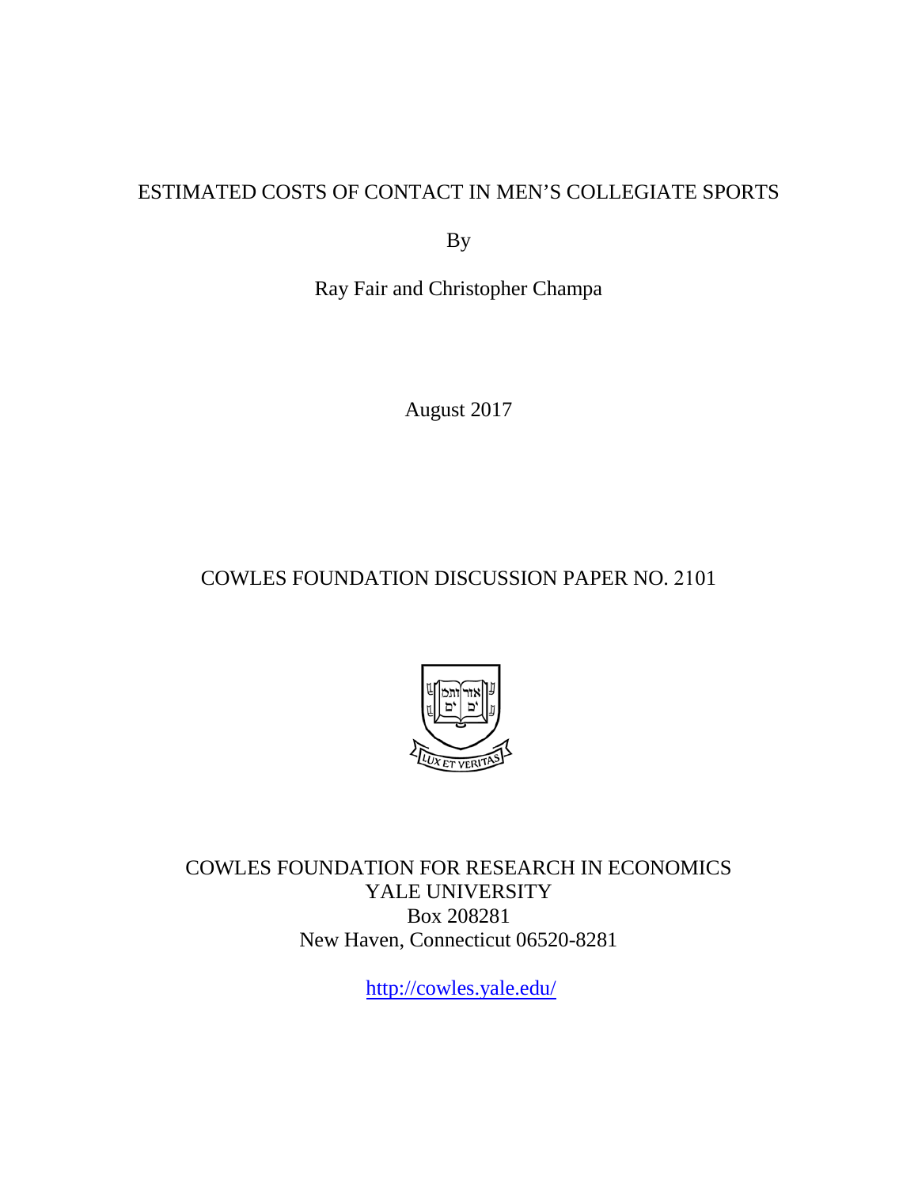# ESTIMATED COSTS OF CONTACT IN MEN'S COLLEGIATE SPORTS

By

Ray Fair and Christopher Champa

August 2017

COWLES FOUNDATION DISCUSSION PAPER NO. 2101

COWLES FOUNDATION FOR RESEARCH IN ECONOMICS
YALE UNIVERSITY
Box 208281
New Haven, Connecticut 06520-8281

http://cowles.yale.edu/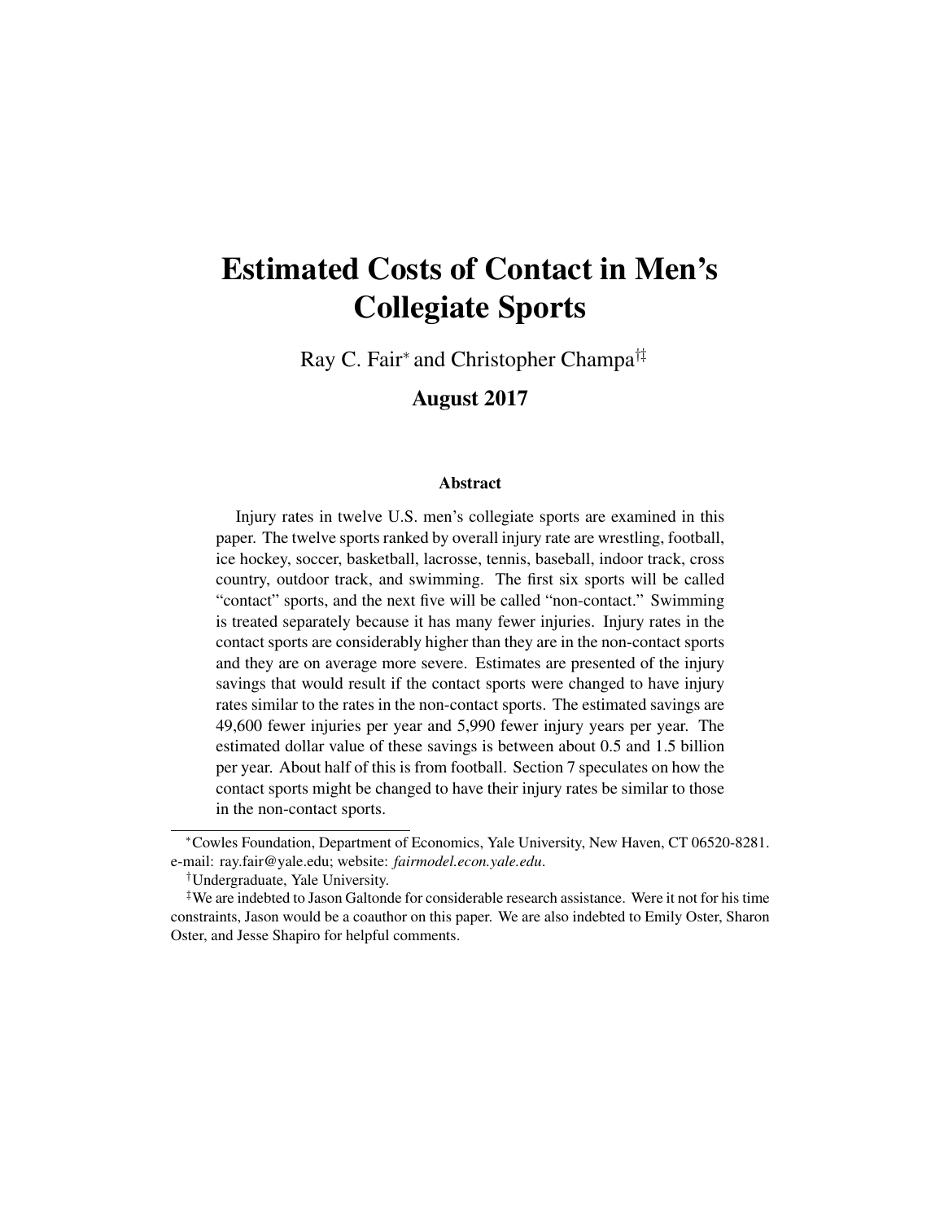# Estimated Costs of Contact in Men's Collegiate Sports

Ray C. Fair[*] and Christopher Champa[†‡]

**August 2017**

### Abstract

Injury rates in twelve U.S. men's collegiate sports are examined in this paper. The twelve sports ranked by overall injury rate are wrestling, football, ice hockey, soccer, basketball, lacrosse, tennis, baseball, indoor track, cross country, outdoor track, and swimming. The first six sports will be called "contact" sports, and the next five will be called "non-contact." Swimming is treated separately because it has many fewer injuries. Injury rates in the contact sports are considerably higher than they are in the non-contact sports and they are on average more severe. Estimates are presented of the injury savings that would result if the contact sports were changed to have injury rates similar to the rates in the non-contact sports. The estimated savings are 49,600 fewer injuries per year and 5,990 fewer injury years per year. The estimated dollar value of these savings is between about 0.5 and 1.5 billion per year. About half of this is from football. Section 7 speculates on how the contact sports might be changed to have their injury rates be similar to those in the non-contact sports.

---

[*] Cowles Foundation, Department of Economics, Yale University, New Haven, CT 06520-8281. e-mail: ray.fair@yale.edu; website: *fairmodel.econ.yale.edu*.

[†] Undergraduate, Yale University.

[‡] We are indebted to Jason Galtonde for considerable research assistance. Were it not for his time constraints, Jason would be a coauthor on this paper. We are also indebted to Emily Oster, Sharon Oster, and Jesse Shapiro for helpful comments.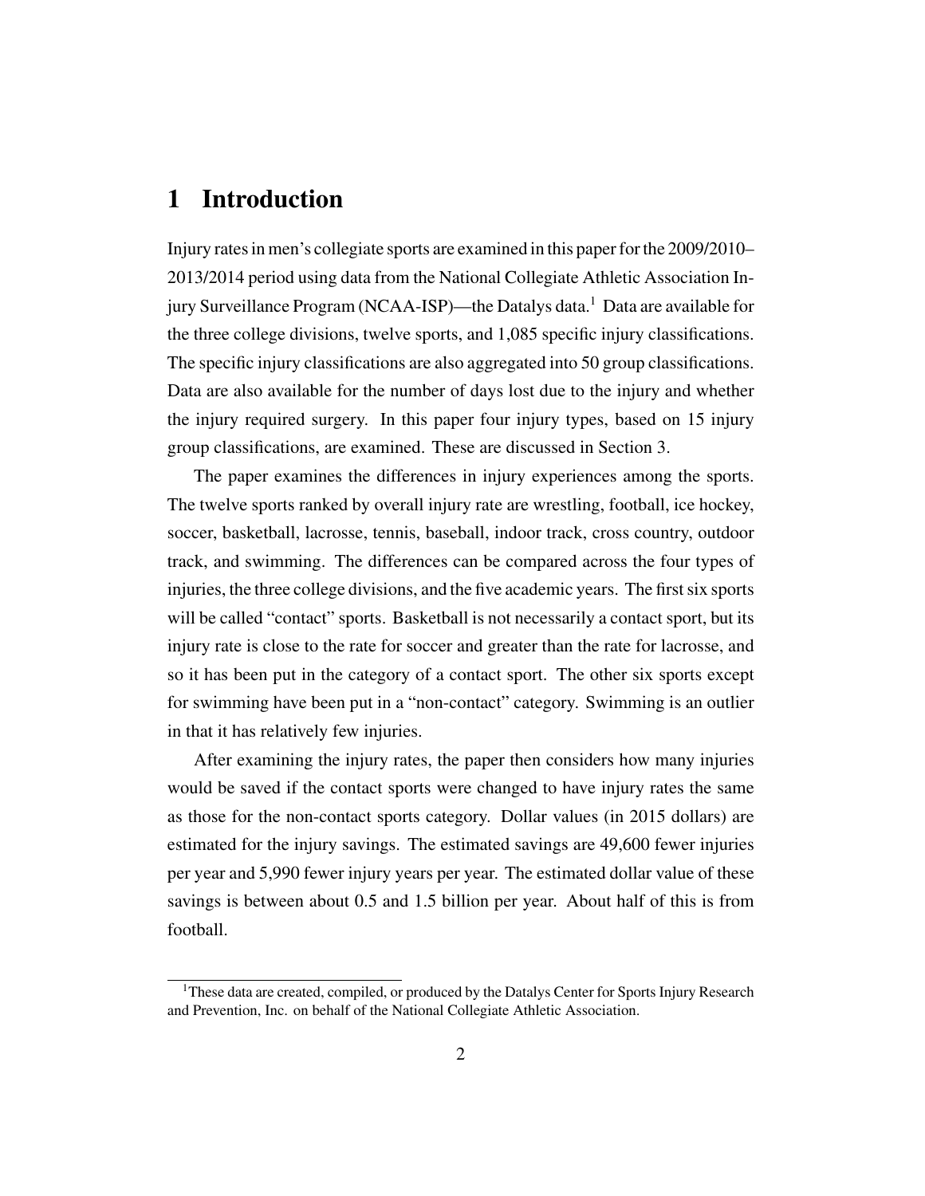# 1 Introduction

Injury rates in men's collegiate sports are examined in this paper for the 2009/2010–2013/2014 period using data from the National Collegiate Athletic Association Injury Surveillance Program (NCAA-ISP)—the Datalys data.[1] Data are available for the three college divisions, twelve sports, and 1,085 specific injury classifications. The specific injury classifications are also aggregated into 50 group classifications. Data are also available for the number of days lost due to the injury and whether the injury required surgery. In this paper four injury types, based on 15 injury group classifications, are examined. These are discussed in Section 3.

The paper examines the differences in injury experiences among the sports. The twelve sports ranked by overall injury rate are wrestling, football, ice hockey, soccer, basketball, lacrosse, tennis, baseball, indoor track, cross country, outdoor track, and swimming. The differences can be compared across the four types of injuries, the three college divisions, and the five academic years. The first six sports will be called "contact" sports. Basketball is not necessarily a contact sport, but its injury rate is close to the rate for soccer and greater than the rate for lacrosse, and so it has been put in the category of a contact sport. The other six sports except for swimming have been put in a "non-contact" category. Swimming is an outlier in that it has relatively few injuries.

After examining the injury rates, the paper then considers how many injuries would be saved if the contact sports were changed to have injury rates the same as those for the non-contact sports category. Dollar values (in 2015 dollars) are estimated for the injury savings. The estimated savings are 49,600 fewer injuries per year and 5,990 fewer injury years per year. The estimated dollar value of these savings is between about 0.5 and 1.5 billion per year. About half of this is from football.

[1] These data are created, compiled, or produced by the Datalys Center for Sports Injury Research and Prevention, Inc. on behalf of the National Collegiate Athletic Association.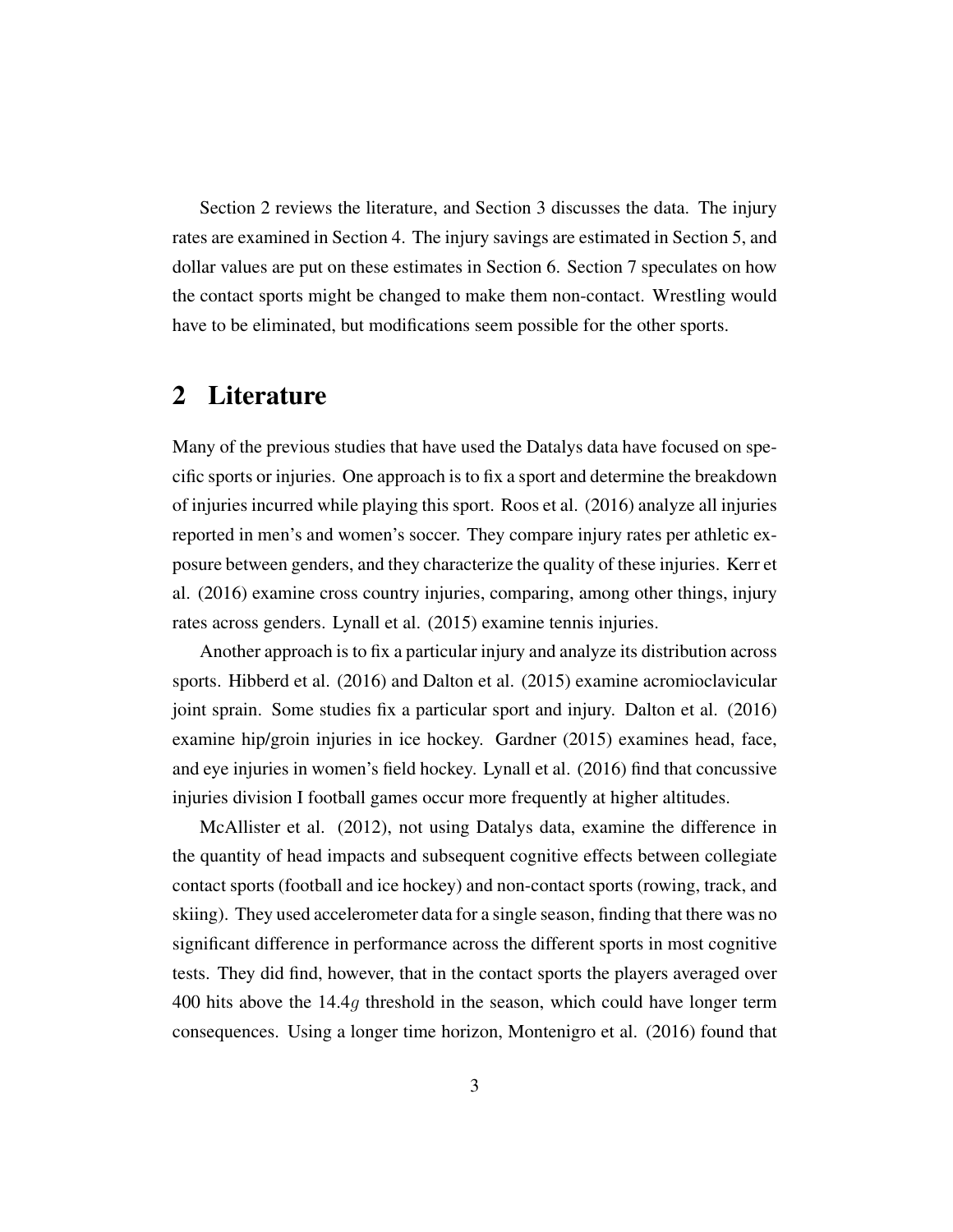Section 2 reviews the literature, and Section 3 discusses the data. The injury rates are examined in Section 4. The injury savings are estimated in Section 5, and dollar values are put on these estimates in Section 6. Section 7 speculates on how the contact sports might be changed to make them non-contact. Wrestling would have to be eliminated, but modifications seem possible for the other sports.

## 2 Literature

Many of the previous studies that have used the Datalys data have focused on specific sports or injuries. One approach is to fix a sport and determine the breakdown of injuries incurred while playing this sport. Roos et al. (2016) analyze all injuries reported in men's and women's soccer. They compare injury rates per athletic exposure between genders, and they characterize the quality of these injuries. Kerr et al. (2016) examine cross country injuries, comparing, among other things, injury rates across genders. Lynall et al. (2015) examine tennis injuries.

Another approach is to fix a particular injury and analyze its distribution across sports. Hibberd et al. (2016) and Dalton et al. (2015) examine acromioclavicular joint sprain. Some studies fix a particular sport and injury. Dalton et al. (2016) examine hip/groin injuries in ice hockey. Gardner (2015) examines head, face, and eye injuries in women's field hockey. Lynall et al. (2016) find that concussive injuries division I football games occur more frequently at higher altitudes.

McAllister et al. (2012), not using Datalys data, examine the difference in the quantity of head impacts and subsequent cognitive effects between collegiate contact sports (football and ice hockey) and non-contact sports (rowing, track, and skiing). They used accelerometer data for a single season, finding that there was no significant difference in performance across the different sports in most cognitive tests. They did find, however, that in the contact sports the players averaged over 400 hits above the $14.4g$ threshold in the season, which could have longer term consequences. Using a longer time horizon, Montenigro et al. (2016) found that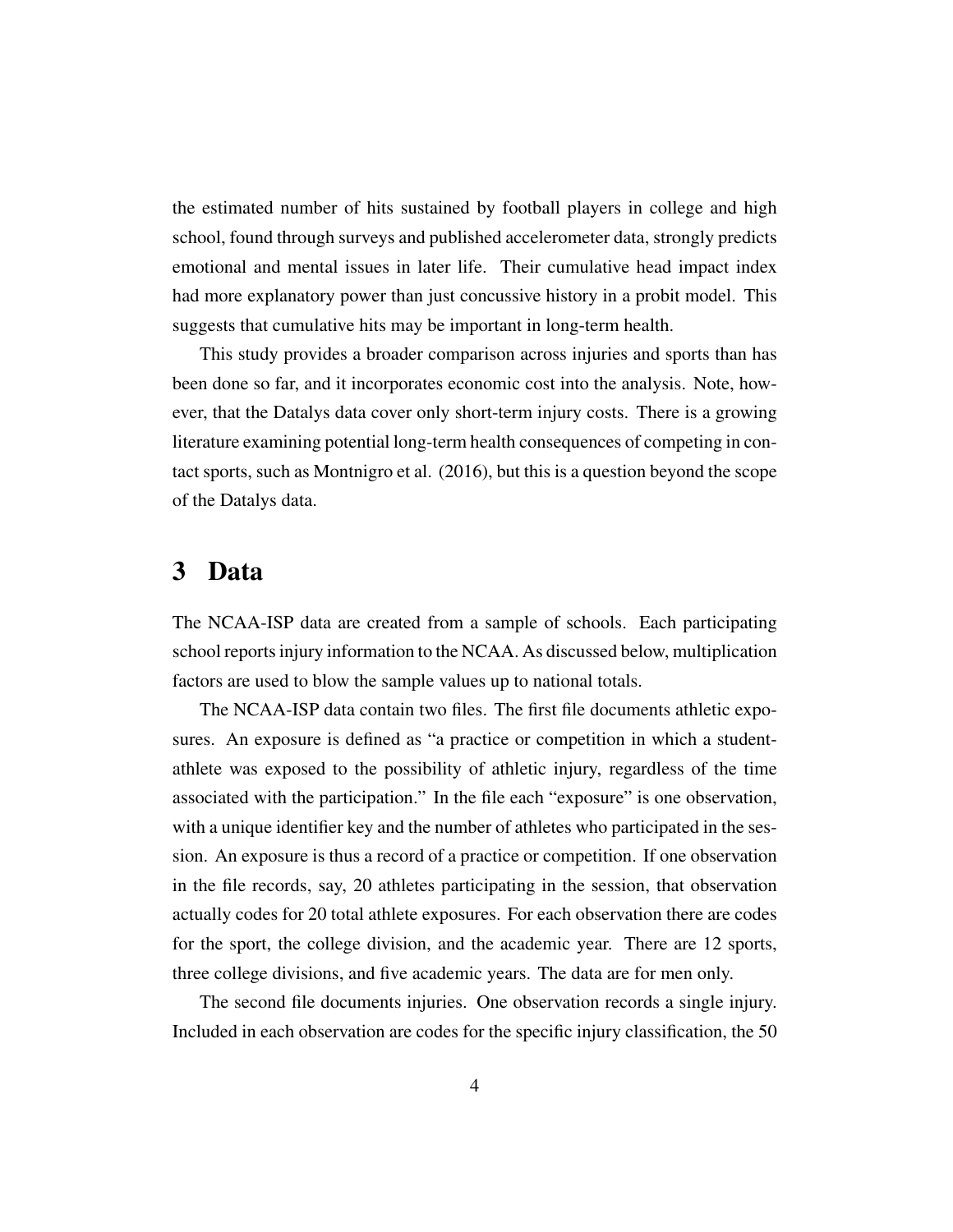the estimated number of hits sustained by football players in college and high school, found through surveys and published accelerometer data, strongly predicts emotional and mental issues in later life. Their cumulative head impact index had more explanatory power than just concussive history in a probit model. This suggests that cumulative hits may be important in long-term health.

This study provides a broader comparison across injuries and sports than has been done so far, and it incorporates economic cost into the analysis. Note, however, that the Datalys data cover only short-term injury costs. There is a growing literature examining potential long-term health consequences of competing in contact sports, such as Montnigro et al. (2016), but this is a question beyond the scope of the Datalys data.

# 3 Data

The NCAA-ISP data are created from a sample of schools. Each participating school reports injury information to the NCAA. As discussed below, multiplication factors are used to blow the sample values up to national totals.

The NCAA-ISP data contain two files. The first file documents athletic exposures. An exposure is defined as "a practice or competition in which a student-athlete was exposed to the possibility of athletic injury, regardless of the time associated with the participation." In the file each "exposure" is one observation, with a unique identifier key and the number of athletes who participated in the session. An exposure is thus a record of a practice or competition. If one observation in the file records, say, 20 athletes participating in the session, that observation actually codes for 20 total athlete exposures. For each observation there are codes for the sport, the college division, and the academic year. There are 12 sports, three college divisions, and five academic years. The data are for men only.

The second file documents injuries. One observation records a single injury. Included in each observation are codes for the specific injury classification, the 50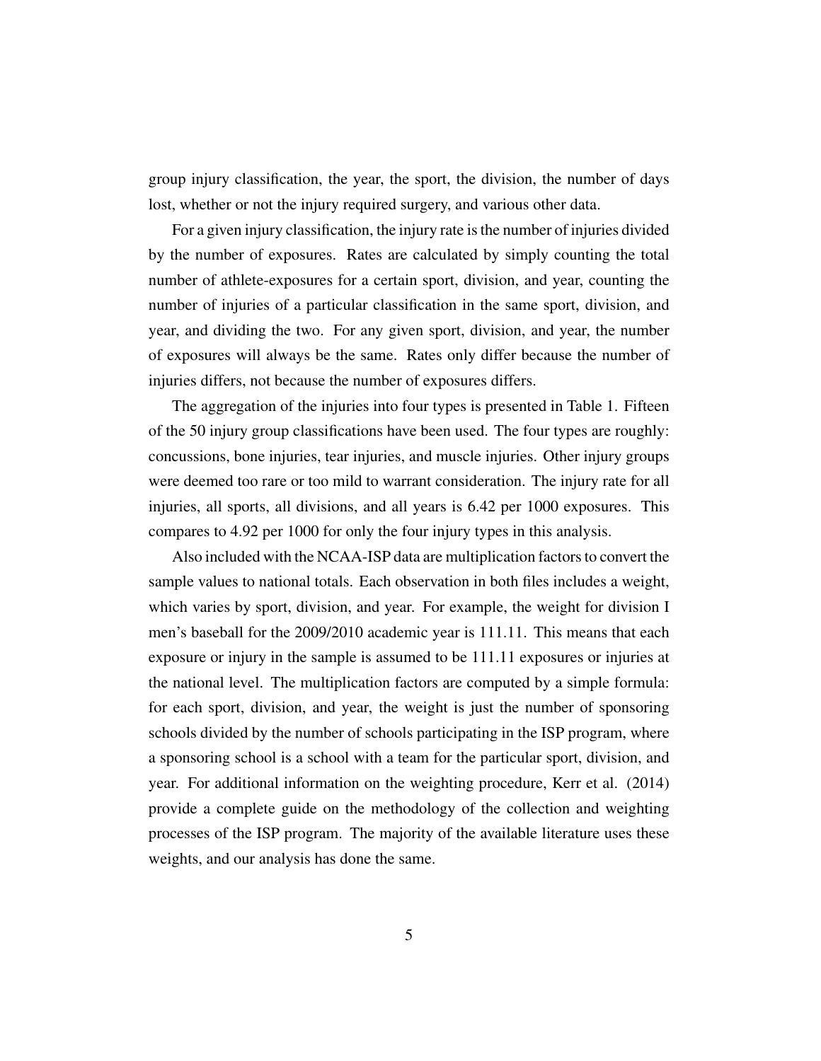group injury classification, the year, the sport, the division, the number of days lost, whether or not the injury required surgery, and various other data.

For a given injury classification, the injury rate is the number of injuries divided by the number of exposures. Rates are calculated by simply counting the total number of athlete-exposures for a certain sport, division, and year, counting the number of injuries of a particular classification in the same sport, division, and year, and dividing the two. For any given sport, division, and year, the number of exposures will always be the same. Rates only differ because the number of injuries differs, not because the number of exposures differs.

The aggregation of the injuries into four types is presented in Table 1. Fifteen of the 50 injury group classifications have been used. The four types are roughly: concussions, bone injuries, tear injuries, and muscle injuries. Other injury groups were deemed too rare or too mild to warrant consideration. The injury rate for all injuries, all sports, all divisions, and all years is 6.42 per 1000 exposures. This compares to 4.92 per 1000 for only the four injury types in this analysis.

Also included with the NCAA-ISP data are multiplication factors to convert the sample values to national totals. Each observation in both files includes a weight, which varies by sport, division, and year. For example, the weight for division I men's baseball for the 2009/2010 academic year is 111.11. This means that each exposure or injury in the sample is assumed to be 111.11 exposures or injuries at the national level. The multiplication factors are computed by a simple formula: for each sport, division, and year, the weight is just the number of sponsoring schools divided by the number of schools participating in the ISP program, where a sponsoring school is a school with a team for the particular sport, division, and year. For additional information on the weighting procedure, Kerr et al. (2014) provide a complete guide on the methodology of the collection and weighting processes of the ISP program. The majority of the available literature uses these weights, and our analysis has done the same.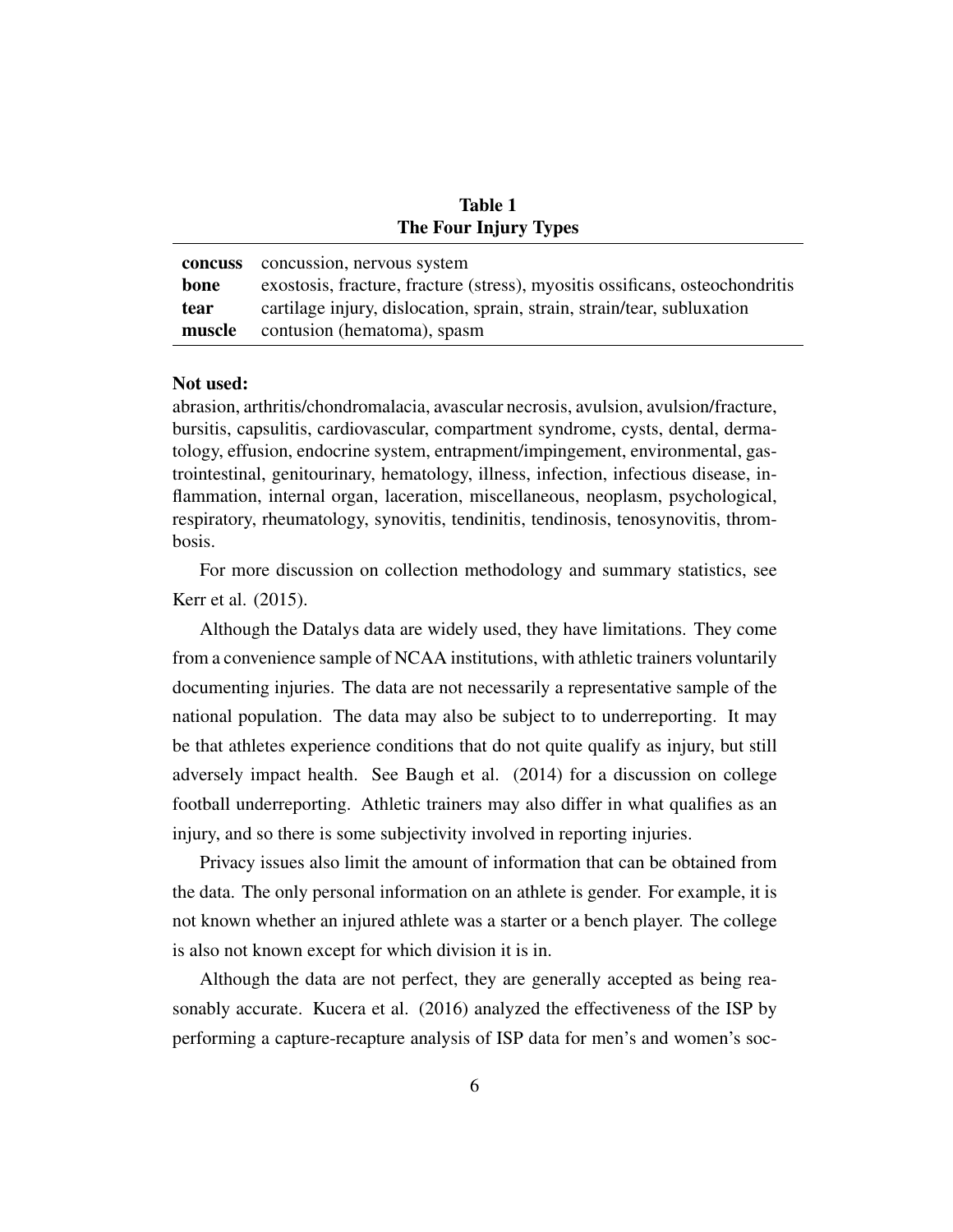**Table 1**
**The Four Injury Types**

| | |
|---|---|
| **concuss** | concussion, nervous system |
| **bone** | exostosis, fracture, fracture (stress), myositis ossificans, osteochondritis |
| **tear** | cartilage injury, dislocation, sprain, strain, strain/tear, subluxation |
| **muscle** | contusion (hematoma), spasm |

**Not used:**
abrasion, arthritis/chondromalacia, avascular necrosis, avulsion, avulsion/fracture, bursitis, capsulitis, cardiovascular, compartment syndrome, cysts, dental, dermatology, effusion, endocrine system, entrapment/impingement, environmental, gastrointestinal, genitourinary, hematology, illness, infection, infectious disease, inflammation, internal organ, laceration, miscellaneous, neoplasm, psychological, respiratory, rheumatology, synovitis, tendinitis, tendinosis, tenosynovitis, thrombosis.

For more discussion on collection methodology and summary statistics, see Kerr et al. (2015).

Although the Datalys data are widely used, they have limitations. They come from a convenience sample of NCAA institutions, with athletic trainers voluntarily documenting injuries. The data are not necessarily a representative sample of the national population. The data may also be subject to to underreporting. It may be that athletes experience conditions that do not quite qualify as injury, but still adversely impact health. See Baugh et al. (2014) for a discussion on college football underreporting. Athletic trainers may also differ in what qualifies as an injury, and so there is some subjectivity involved in reporting injuries.

Privacy issues also limit the amount of information that can be obtained from the data. The only personal information on an athlete is gender. For example, it is not known whether an injured athlete was a starter or a bench player. The college is also not known except for which division it is in.

Although the data are not perfect, they are generally accepted as being reasonably accurate. Kucera et al. (2016) analyzed the effectiveness of the ISP by performing a capture-recapture analysis of ISP data for men's and women's soc-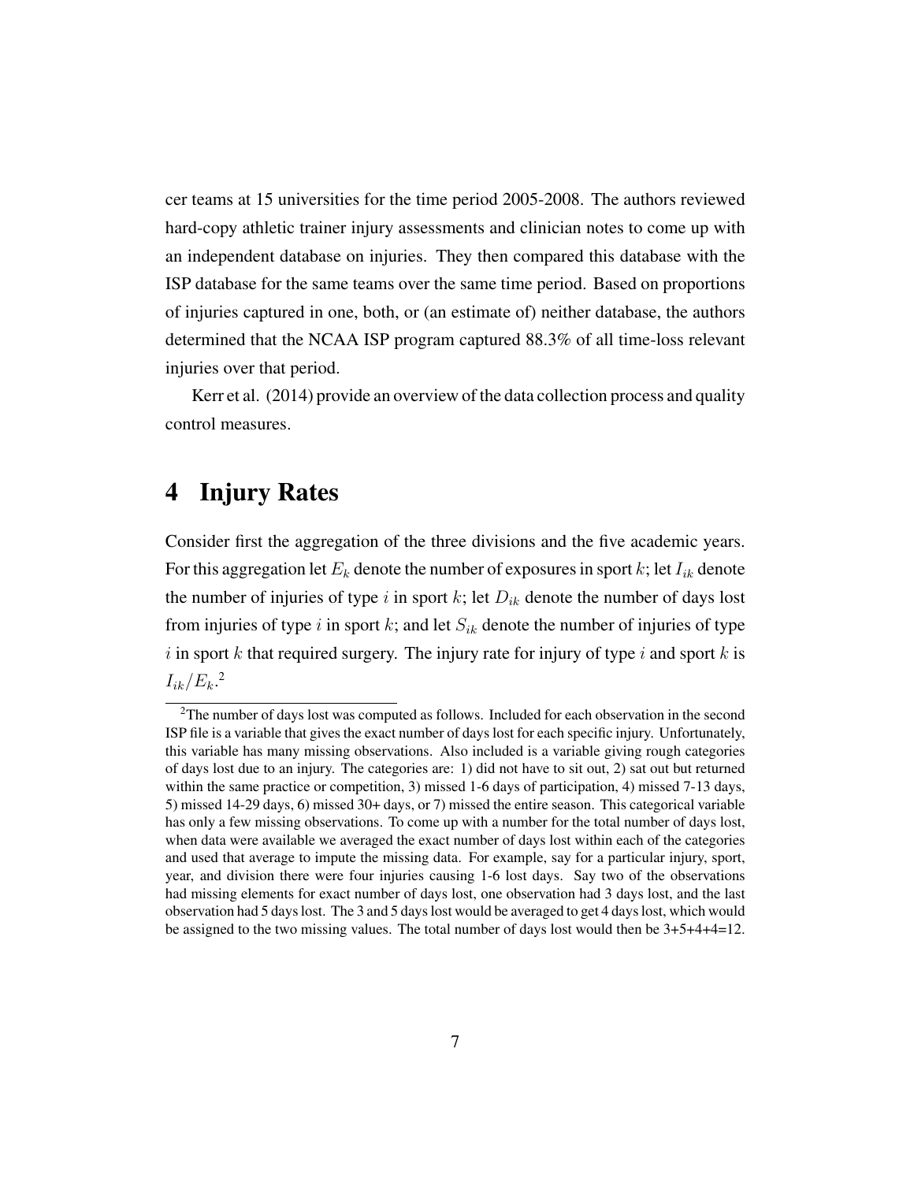cer teams at 15 universities for the time period 2005-2008. The authors reviewed hard-copy athletic trainer injury assessments and clinician notes to come up with an independent database on injuries. They then compared this database with the ISP database for the same teams over the same time period. Based on proportions of injuries captured in one, both, or (an estimate of) neither database, the authors determined that the NCAA ISP program captured 88.3% of all time-loss relevant injuries over that period.

Kerr et al. (2014) provide an overview of the data collection process and quality control measures.

# 4 Injury Rates

Consider first the aggregation of the three divisions and the five academic years. For this aggregation let $E_k$ denote the number of exposures in sport $k$; let $I_{ik}$ denote the number of injuries of type $i$ in sport $k$; let $D_{ik}$ denote the number of days lost from injuries of type $i$ in sport $k$; and let $S_{ik}$ denote the number of injuries of type $i$ in sport $k$ that required surgery. The injury rate for injury of type $i$ and sport $k$ is $I_{ik}/E_k$.[2]

[2] The number of days lost was computed as follows. Included for each observation in the second ISP file is a variable that gives the exact number of days lost for each specific injury. Unfortunately, this variable has many missing observations. Also included is a variable giving rough categories of days lost due to an injury. The categories are: 1) did not have to sit out, 2) sat out but returned within the same practice or competition, 3) missed 1-6 days of participation, 4) missed 7-13 days, 5) missed 14-29 days, 6) missed 30+ days, or 7) missed the entire season. This categorical variable has only a few missing observations. To come up with a number for the total number of days lost, when data were available we averaged the exact number of days lost within each of the categories and used that average to impute the missing data. For example, say for a particular injury, sport, year, and division there were four injuries causing 1-6 lost days. Say two of the observations had missing elements for exact number of days lost, one observation had 3 days lost, and the last observation had 5 days lost. The 3 and 5 days lost would be averaged to get 4 days lost, which would be assigned to the two missing values. The total number of days lost would then be 3+5+4+4=12.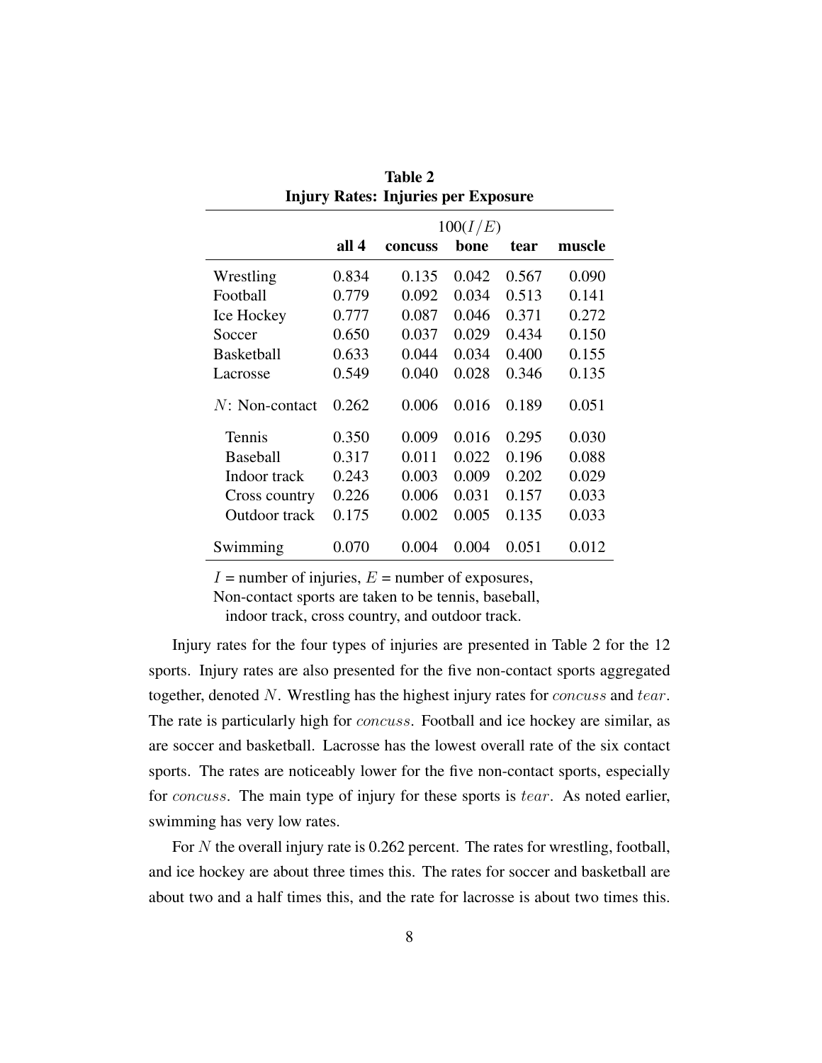**Table 2**
**Injury Rates: Injuries per Exposure**

| | 100($I/E$) | | | | |
|---|---|---|---|---|---|
| | **all 4** | **concuss** | **bone** | **tear** | **muscle** |
| Wrestling | 0.834 | 0.135 | 0.042 | 0.567 | 0.090 |
| Football | 0.779 | 0.092 | 0.034 | 0.513 | 0.141 |
| Ice Hockey | 0.777 | 0.087 | 0.046 | 0.371 | 0.272 |
| Soccer | 0.650 | 0.037 | 0.029 | 0.434 | 0.150 |
| Basketball | 0.633 | 0.044 | 0.034 | 0.400 | 0.155 |
| Lacrosse | 0.549 | 0.040 | 0.028 | 0.346 | 0.135 |
| $N$: Non-contact | 0.262 | 0.006 | 0.016 | 0.189 | 0.051 |
| Tennis | 0.350 | 0.009 | 0.016 | 0.295 | 0.030 |
| Baseball | 0.317 | 0.011 | 0.022 | 0.196 | 0.088 |
| Indoor track | 0.243 | 0.003 | 0.009 | 0.202 | 0.029 |
| Cross country | 0.226 | 0.006 | 0.031 | 0.157 | 0.033 |
| Outdoor track | 0.175 | 0.002 | 0.005 | 0.135 | 0.033 |
| Swimming | 0.070 | 0.004 | 0.004 | 0.051 | 0.012 |

$I$ = number of injuries, $E$ = number of exposures,
Non-contact sports are taken to be tennis, baseball, indoor track, cross country, and outdoor track.

Injury rates for the four types of injuries are presented in Table 2 for the 12 sports. Injury rates are also presented for the five non-contact sports aggregated together, denoted $N$. Wrestling has the highest injury rates for $concuss$ and $tear$. The rate is particularly high for $concuss$. Football and ice hockey are similar, as are soccer and basketball. Lacrosse has the lowest overall rate of the six contact sports. The rates are noticeably lower for the five non-contact sports, especially for $concuss$. The main type of injury for these sports is $tear$. As noted earlier, swimming has very low rates.

For $N$ the overall injury rate is 0.262 percent. The rates for wrestling, football, and ice hockey are about three times this. The rates for soccer and basketball are about two and a half times this, and the rate for lacrosse is about two times this.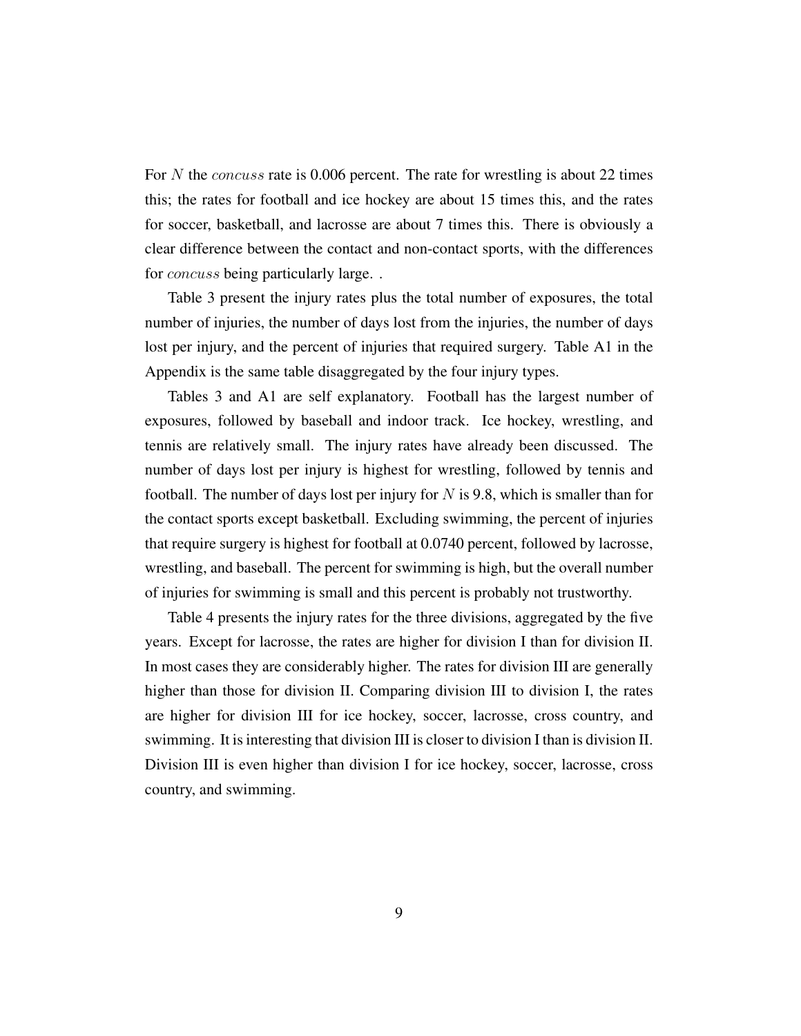For $N$ the $concuss$ rate is 0.006 percent. The rate for wrestling is about 22 times this; the rates for football and ice hockey are about 15 times this, and the rates for soccer, basketball, and lacrosse are about 7 times this. There is obviously a clear difference between the contact and non-contact sports, with the differences for $concuss$ being particularly large. .

Table 3 present the injury rates plus the total number of exposures, the total number of injuries, the number of days lost from the injuries, the number of days lost per injury, and the percent of injuries that required surgery. Table A1 in the Appendix is the same table disaggregated by the four injury types.

Tables 3 and A1 are self explanatory. Football has the largest number of exposures, followed by baseball and indoor track. Ice hockey, wrestling, and tennis are relatively small. The injury rates have already been discussed. The number of days lost per injury is highest for wrestling, followed by tennis and football. The number of days lost per injury for $N$ is 9.8, which is smaller than for the contact sports except basketball. Excluding swimming, the percent of injuries that require surgery is highest for football at 0.0740 percent, followed by lacrosse, wrestling, and baseball. The percent for swimming is high, but the overall number of injuries for swimming is small and this percent is probably not trustworthy.

Table 4 presents the injury rates for the three divisions, aggregated by the five years. Except for lacrosse, the rates are higher for division I than for division II. In most cases they are considerably higher. The rates for division III are generally higher than those for division II. Comparing division III to division I, the rates are higher for division III for ice hockey, soccer, lacrosse, cross country, and swimming. It is interesting that division III is closer to division I than is division II. Division III is even higher than division I for ice hockey, soccer, lacrosse, cross country, and swimming.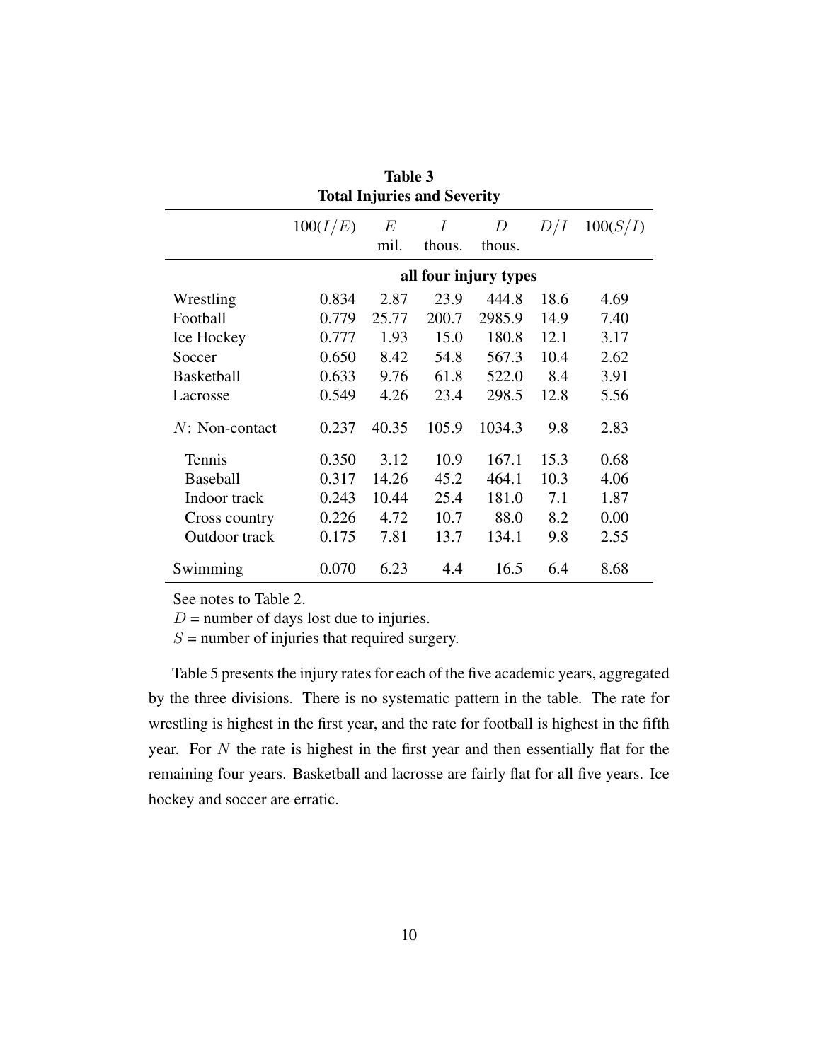**Table 3**
**Total Injuries and Severity**

| | $100(I/E)$ | $E$ mil. | $I$ thous. | $D$ thous. | $D/I$ | $100(S/I)$ |
|---|---|---|---|---|---|---|
| | **all four injury types** | | | | | |
| Wrestling | 0.834 | 2.87 | 23.9 | 444.8 | 18.6 | 4.69 |
| Football | 0.779 | 25.77 | 200.7 | 2985.9 | 14.9 | 7.40 |
| Ice Hockey | 0.777 | 1.93 | 15.0 | 180.8 | 12.1 | 3.17 |
| Soccer | 0.650 | 8.42 | 54.8 | 567.3 | 10.4 | 2.62 |
| Basketball | 0.633 | 9.76 | 61.8 | 522.0 | 8.4 | 3.91 |
| Lacrosse | 0.549 | 4.26 | 23.4 | 298.5 | 12.8 | 5.56 |
| $N$: Non-contact | 0.237 | 40.35 | 105.9 | 1034.3 | 9.8 | 2.83 |
| Tennis | 0.350 | 3.12 | 10.9 | 167.1 | 15.3 | 0.68 |
| Baseball | 0.317 | 14.26 | 45.2 | 464.1 | 10.3 | 4.06 |
| Indoor track | 0.243 | 10.44 | 25.4 | 181.0 | 7.1 | 1.87 |
| Cross country | 0.226 | 4.72 | 10.7 | 88.0 | 8.2 | 0.00 |
| Outdoor track | 0.175 | 7.81 | 13.7 | 134.1 | 9.8 | 2.55 |
| Swimming | 0.070 | 6.23 | 4.4 | 16.5 | 6.4 | 8.68 |

See notes to Table 2.
$D$ = number of days lost due to injuries.
$S$ = number of injuries that required surgery.

Table 5 presents the injury rates for each of the five academic years, aggregated by the three divisions. There is no systematic pattern in the table. The rate for wrestling is highest in the first year, and the rate for football is highest in the fifth year. For $N$ the rate is highest in the first year and then essentially flat for the remaining four years. Basketball and lacrosse are fairly flat for all five years. Ice hockey and soccer are erratic.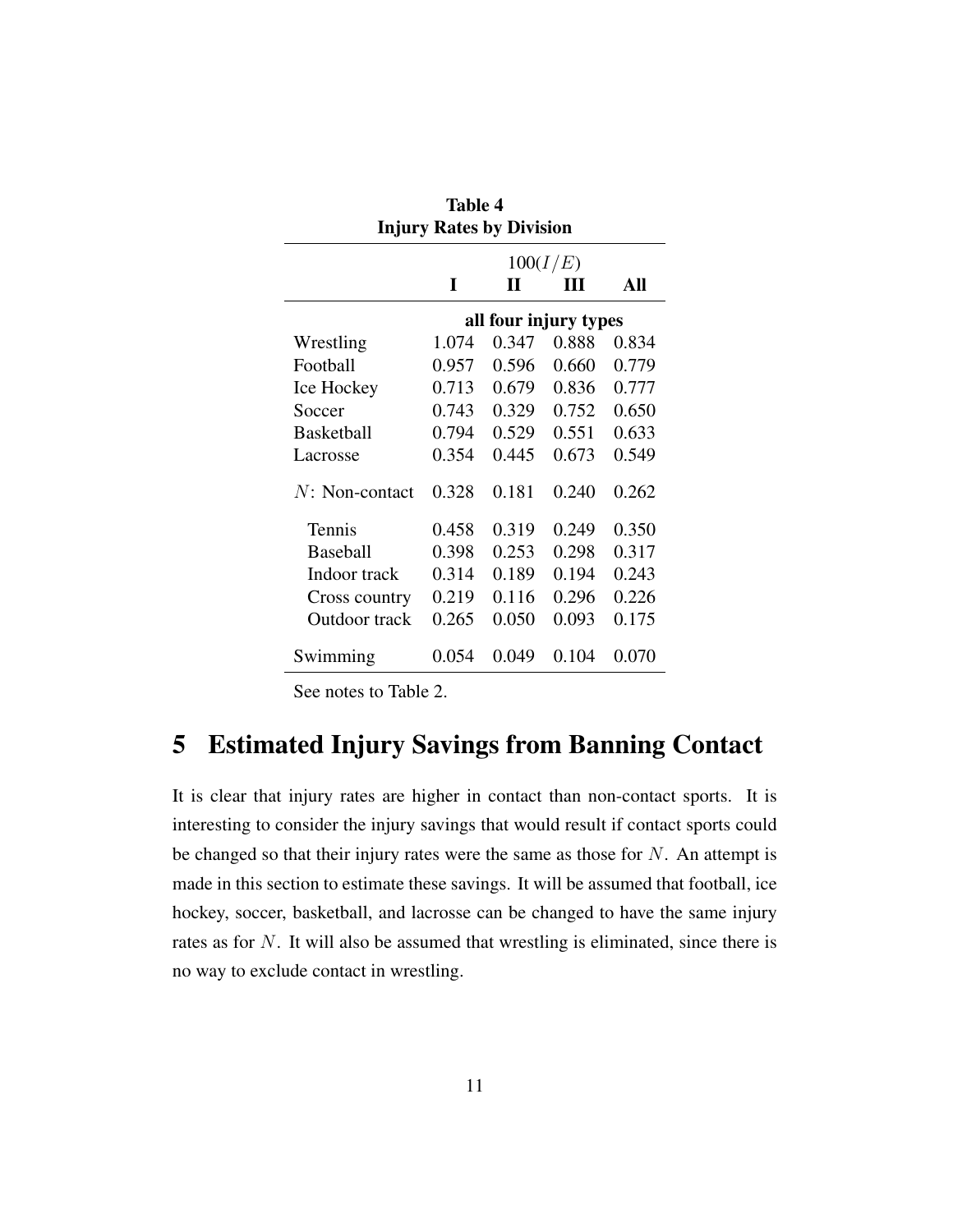**Table 4**
**Injury Rates by Division**

| | $100(I/E)$ | | | |
|---|---|---|---|---|
| | **I** | **II** | **III** | **All** |
| | **all four injury types** | | | |
| Wrestling | 1.074 | 0.347 | 0.888 | 0.834 |
| Football | 0.957 | 0.596 | 0.660 | 0.779 |
| Ice Hockey | 0.713 | 0.679 | 0.836 | 0.777 |
| Soccer | 0.743 | 0.329 | 0.752 | 0.650 |
| Basketball | 0.794 | 0.529 | 0.551 | 0.633 |
| Lacrosse | 0.354 | 0.445 | 0.673 | 0.549 |
| $N$: Non-contact | 0.328 | 0.181 | 0.240 | 0.262 |
| Tennis | 0.458 | 0.319 | 0.249 | 0.350 |
| Baseball | 0.398 | 0.253 | 0.298 | 0.317 |
| Indoor track | 0.314 | 0.189 | 0.194 | 0.243 |
| Cross country | 0.219 | 0.116 | 0.296 | 0.226 |
| Outdoor track | 0.265 | 0.050 | 0.093 | 0.175 |
| Swimming | 0.054 | 0.049 | 0.104 | 0.070 |

See notes to Table 2.

## 5 Estimated Injury Savings from Banning Contact

It is clear that injury rates are higher in contact than non-contact sports. It is interesting to consider the injury savings that would result if contact sports could be changed so that their injury rates were the same as those for $N$. An attempt is made in this section to estimate these savings. It will be assumed that football, ice hockey, soccer, basketball, and lacrosse can be changed to have the same injury rates as for $N$. It will also be assumed that wrestling is eliminated, since there is no way to exclude contact in wrestling.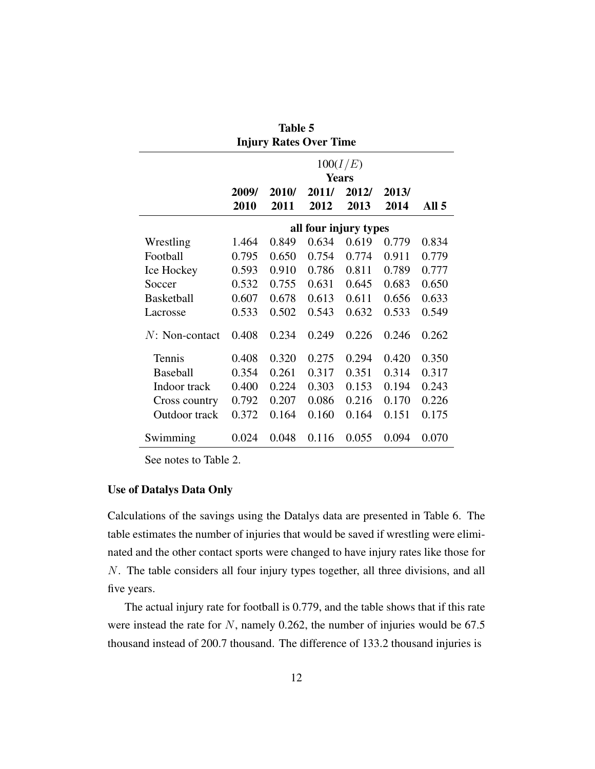**Table 5**
**Injury Rates Over Time**

| | $100(I/E)$ | | | | | |
|---|---|---|---|---|---|---|
| | **Years** | | | | | |
| | **2009/ 2010** | **2010/ 2011** | **2011/ 2012** | **2012/ 2013** | **2013/ 2014** | **All 5** |
| | **all four injury types** | | | | | |
| Wrestling | 1.464 | 0.849 | 0.634 | 0.619 | 0.779 | 0.834 |
| Football | 0.795 | 0.650 | 0.754 | 0.774 | 0.911 | 0.779 |
| Ice Hockey | 0.593 | 0.910 | 0.786 | 0.811 | 0.789 | 0.777 |
| Soccer | 0.532 | 0.755 | 0.631 | 0.645 | 0.683 | 0.650 |
| Basketball | 0.607 | 0.678 | 0.613 | 0.611 | 0.656 | 0.633 |
| Lacrosse | 0.533 | 0.502 | 0.543 | 0.632 | 0.533 | 0.549 |
| $N$: Non-contact | 0.408 | 0.234 | 0.249 | 0.226 | 0.246 | 0.262 |
| Tennis | 0.408 | 0.320 | 0.275 | 0.294 | 0.420 | 0.350 |
| Baseball | 0.354 | 0.261 | 0.317 | 0.351 | 0.314 | 0.317 |
| Indoor track | 0.400 | 0.224 | 0.303 | 0.153 | 0.194 | 0.243 |
| Cross country | 0.792 | 0.207 | 0.086 | 0.216 | 0.170 | 0.226 |
| Outdoor track | 0.372 | 0.164 | 0.160 | 0.164 | 0.151 | 0.175 |
| Swimming | 0.024 | 0.048 | 0.116 | 0.055 | 0.094 | 0.070 |

See notes to Table 2.

### Use of Datalys Data Only

Calculations of the savings using the Datalys data are presented in Table 6. The table estimates the number of injuries that would be saved if wrestling were eliminated and the other contact sports were changed to have injury rates like those for $N$. The table considers all four injury types together, all three divisions, and all five years.

The actual injury rate for football is 0.779, and the table shows that if this rate were instead the rate for $N$, namely 0.262, the number of injuries would be 67.5 thousand instead of 200.7 thousand. The difference of 133.2 thousand injuries is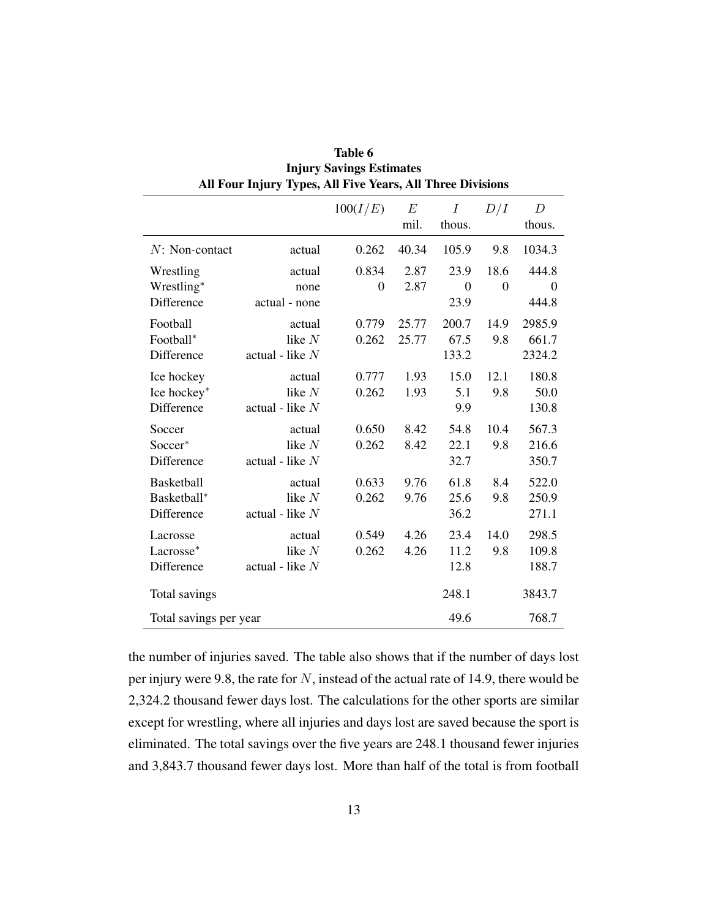**Table 6**
**Injury Savings Estimates**
**All Four Injury Types, All Five Years, All Three Divisions**

| | | $100(I/E)$ | $E$ mil. | $I$ thous. | $D/I$ | $D$ thous. |
|---|---|---|---|---|---|---|
| $N$: Non-contact | actual | 0.262 | 40.34 | 105.9 | 9.8 | 1034.3 |
| Wrestling | actual | 0.834 | 2.87 | 23.9 | 18.6 | 444.8 |
| Wrestling* | none | 0 | 2.87 | 0 | 0 | 0 |
| Difference | actual - none | | | 23.9 | | 444.8 |
| Football | actual | 0.779 | 25.77 | 200.7 | 14.9 | 2985.9 |
| Football* | like $N$ | 0.262 | 25.77 | 67.5 | 9.8 | 661.7 |
| Difference | actual - like $N$ | | | 133.2 | | 2324.2 |
| Ice hockey | actual | 0.777 | 1.93 | 15.0 | 12.1 | 180.8 |
| Ice hockey* | like $N$ | 0.262 | 1.93 | 5.1 | 9.8 | 50.0 |
| Difference | actual - like $N$ | | | 9.9 | | 130.8 |
| Soccer | actual | 0.650 | 8.42 | 54.8 | 10.4 | 567.3 |
| Soccer* | like $N$ | 0.262 | 8.42 | 22.1 | 9.8 | 216.6 |
| Difference | actual - like $N$ | | | 32.7 | | 350.7 |
| Basketball | actual | 0.633 | 9.76 | 61.8 | 8.4 | 522.0 |
| Basketball* | like $N$ | 0.262 | 9.76 | 25.6 | 9.8 | 250.9 |
| Difference | actual - like $N$ | | | 36.2 | | 271.1 |
| Lacrosse | actual | 0.549 | 4.26 | 23.4 | 14.0 | 298.5 |
| Lacrosse* | like $N$ | 0.262 | 4.26 | 11.2 | 9.8 | 109.8 |
| Difference | actual - like $N$ | | | 12.8 | | 188.7 |
| Total savings | | | | 248.1 | | 3843.7 |
| Total savings per year | | | | 49.6 | | 768.7 |

the number of injuries saved. The table also shows that if the number of days lost per injury were 9.8, the rate for $N$, instead of the actual rate of 14.9, there would be 2,324.2 thousand fewer days lost. The calculations for the other sports are similar except for wrestling, where all injuries and days lost are saved because the sport is eliminated. The total savings over the five years are 248.1 thousand fewer injuries and 3,843.7 thousand fewer days lost. More than half of the total is from football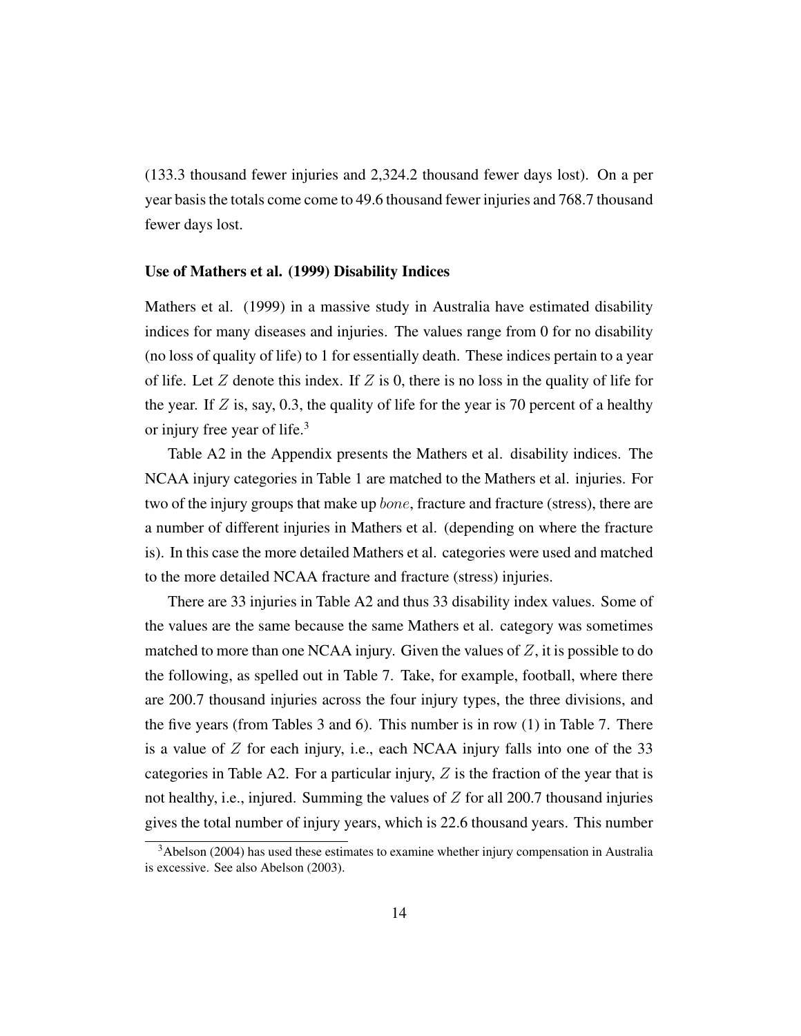(133.3 thousand fewer injuries and 2,324.2 thousand fewer days lost). On a per year basis the totals come come to 49.6 thousand fewer injuries and 768.7 thousand fewer days lost.

**Use of Mathers et al. (1999) Disability Indices**

Mathers et al. (1999) in a massive study in Australia have estimated disability indices for many diseases and injuries. The values range from 0 for no disability (no loss of quality of life) to 1 for essentially death. These indices pertain to a year of life. Let $Z$ denote this index. If $Z$ is 0, there is no loss in the quality of life for the year. If $Z$ is, say, 0.3, the quality of life for the year is 70 percent of a healthy or injury free year of life.[3]

Table A2 in the Appendix presents the Mathers et al. disability indices. The NCAA injury categories in Table 1 are matched to the Mathers et al. injuries. For two of the injury groups that make up *bone*, fracture and fracture (stress), there are a number of different injuries in Mathers et al. (depending on where the fracture is). In this case the more detailed Mathers et al. categories were used and matched to the more detailed NCAA fracture and fracture (stress) injuries.

There are 33 injuries in Table A2 and thus 33 disability index values. Some of the values are the same because the same Mathers et al. category was sometimes matched to more than one NCAA injury. Given the values of $Z$, it is possible to do the following, as spelled out in Table 7. Take, for example, football, where there are 200.7 thousand injuries across the four injury types, the three divisions, and the five years (from Tables 3 and 6). This number is in row (1) in Table 7. There is a value of $Z$ for each injury, i.e., each NCAA injury falls into one of the 33 categories in Table A2. For a particular injury, $Z$ is the fraction of the year that is not healthy, i.e., injured. Summing the values of $Z$ for all 200.7 thousand injuries gives the total number of injury years, which is 22.6 thousand years. This number

[3] Abelson (2004) has used these estimates to examine whether injury compensation in Australia is excessive. See also Abelson (2003).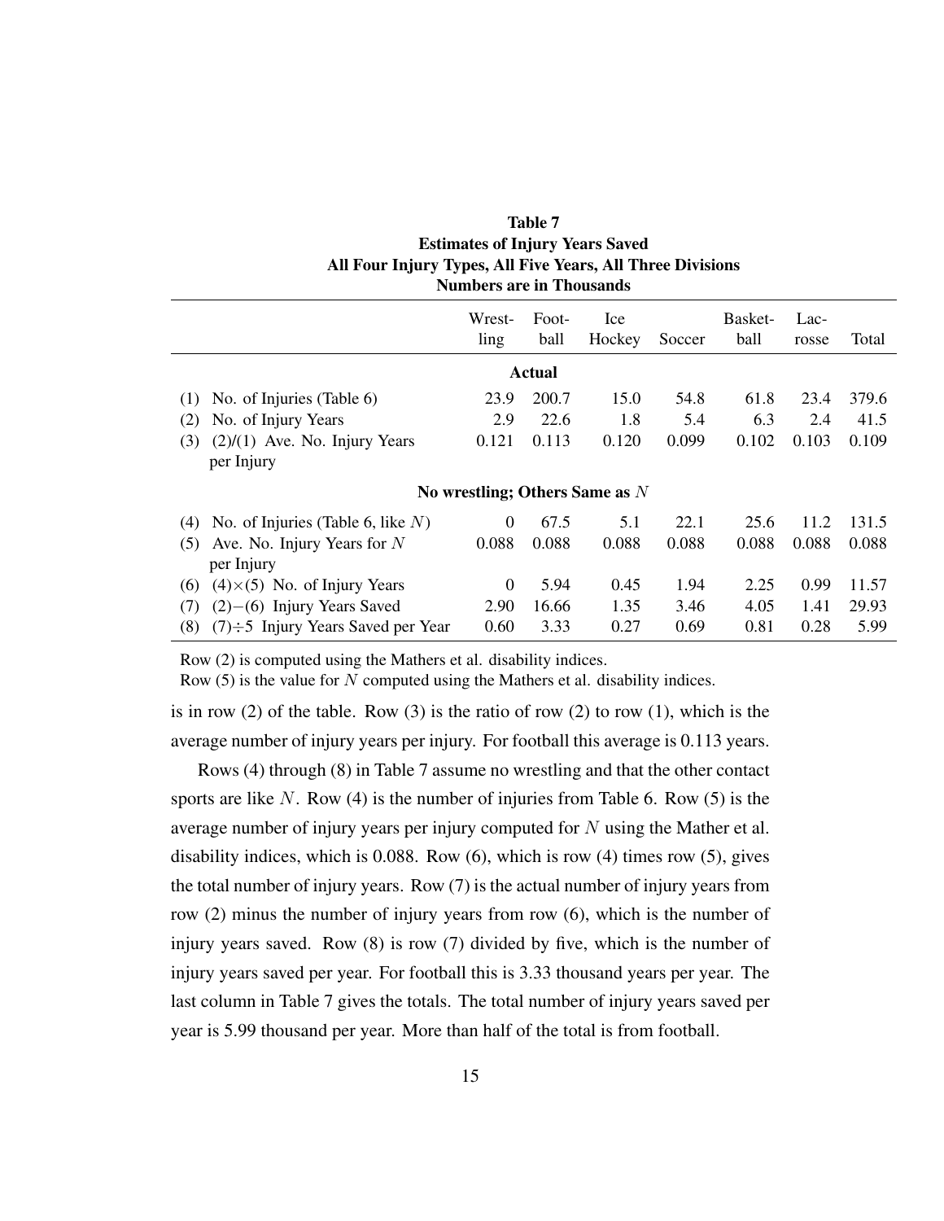**Table 7**
**Estimates of Injury Years Saved**
**All Four Injury Types, All Five Years, All Three Divisions**
**Numbers are in Thousands**

| | Wrestling | Football | Ice Hockey | Soccer | Basketball | Lacrosse | Total |
|---|---|---|---|---|---|---|---|
| **Actual** | | | | | | | |
| (1) No. of Injuries (Table 6) | 23.9 | 200.7 | 15.0 | 54.8 | 61.8 | 23.4 | 379.6 |
| (2) No. of Injury Years | 2.9 | 22.6 | 1.8 | 5.4 | 6.3 | 2.4 | 41.5 |
| (3) (2)/(1) Ave. No. Injury Years per Injury | 0.121 | 0.113 | 0.120 | 0.099 | 0.102 | 0.103 | 0.109 |
| **No wrestling; Others Same as $N$** | | | | | | | |
| (4) No. of Injuries (Table 6, like $N$) | 0 | 67.5 | 5.1 | 22.1 | 25.6 | 11.2 | 131.5 |
| (5) Ave. No. Injury Years for $N$ per Injury | 0.088 | 0.088 | 0.088 | 0.088 | 0.088 | 0.088 | 0.088 |
| (6) (4)$\times$(5) No. of Injury Years | 0 | 5.94 | 0.45 | 1.94 | 2.25 | 0.99 | 11.57 |
| (7) (2)$-$(6) Injury Years Saved | 2.90 | 16.66 | 1.35 | 3.46 | 4.05 | 1.41 | 29.93 |
| (8) (7)$\div$5 Injury Years Saved per Year | 0.60 | 3.33 | 0.27 | 0.69 | 0.81 | 0.28 | 5.99 |

Row (2) is computed using the Mathers et al. disability indices.
Row (5) is the value for $N$ computed using the Mathers et al. disability indices.

is in row (2) of the table. Row (3) is the ratio of row (2) to row (1), which is the average number of injury years per injury. For football this average is 0.113 years.

Rows (4) through (8) in Table 7 assume no wrestling and that the other contact sports are like $N$. Row (4) is the number of injuries from Table 6. Row (5) is the average number of injury years per injury computed for $N$ using the Mather et al. disability indices, which is 0.088. Row (6), which is row (4) times row (5), gives the total number of injury years. Row (7) is the actual number of injury years from row (2) minus the number of injury years from row (6), which is the number of injury years saved. Row (8) is row (7) divided by five, which is the number of injury years saved per year. For football this is 3.33 thousand years per year. The last column in Table 7 gives the totals. The total number of injury years saved per year is 5.99 thousand per year. More than half of the total is from football.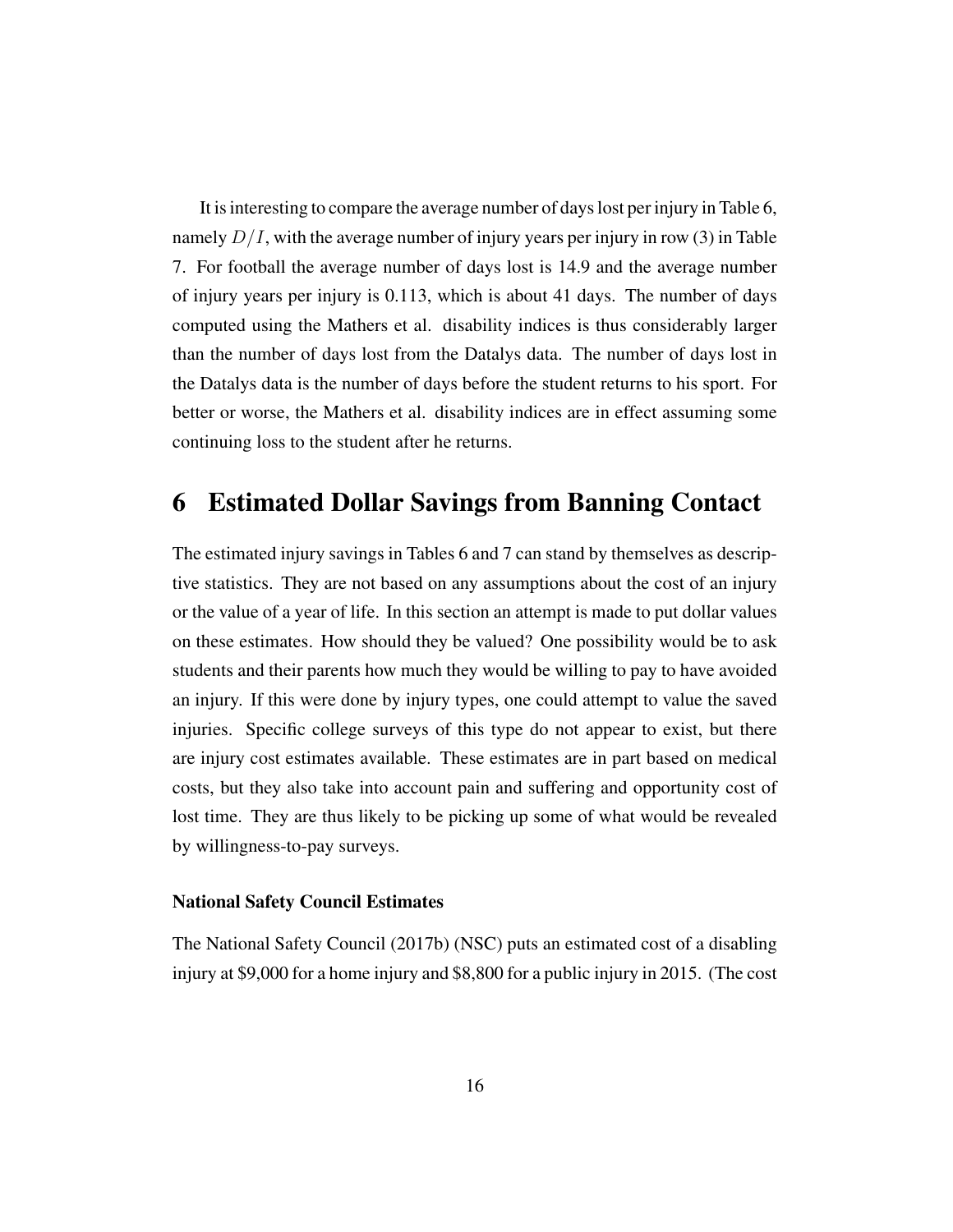It is interesting to compare the average number of days lost per injury in Table 6, namely $D/I$, with the average number of injury years per injury in row (3) in Table 7. For football the average number of days lost is 14.9 and the average number of injury years per injury is 0.113, which is about 41 days. The number of days computed using the Mathers et al. disability indices is thus considerably larger than the number of days lost from the Datalys data. The number of days lost in the Datalys data is the number of days before the student returns to his sport. For better or worse, the Mathers et al. disability indices are in effect assuming some continuing loss to the student after he returns.

# 6 Estimated Dollar Savings from Banning Contact

The estimated injury savings in Tables 6 and 7 can stand by themselves as descriptive statistics. They are not based on any assumptions about the cost of an injury or the value of a year of life. In this section an attempt is made to put dollar values on these estimates. How should they be valued? One possibility would be to ask students and their parents how much they would be willing to pay to have avoided an injury. If this were done by injury types, one could attempt to value the saved injuries. Specific college surveys of this type do not appear to exist, but there are injury cost estimates available. These estimates are in part based on medical costs, but they also take into account pain and suffering and opportunity cost of lost time. They are thus likely to be picking up some of what would be revealed by willingness-to-pay surveys.

### National Safety Council Estimates

The National Safety Council (2017b) (NSC) puts an estimated cost of a disabling injury at $9,000 for a home injury and $8,800 for a public injury in 2015. (The cost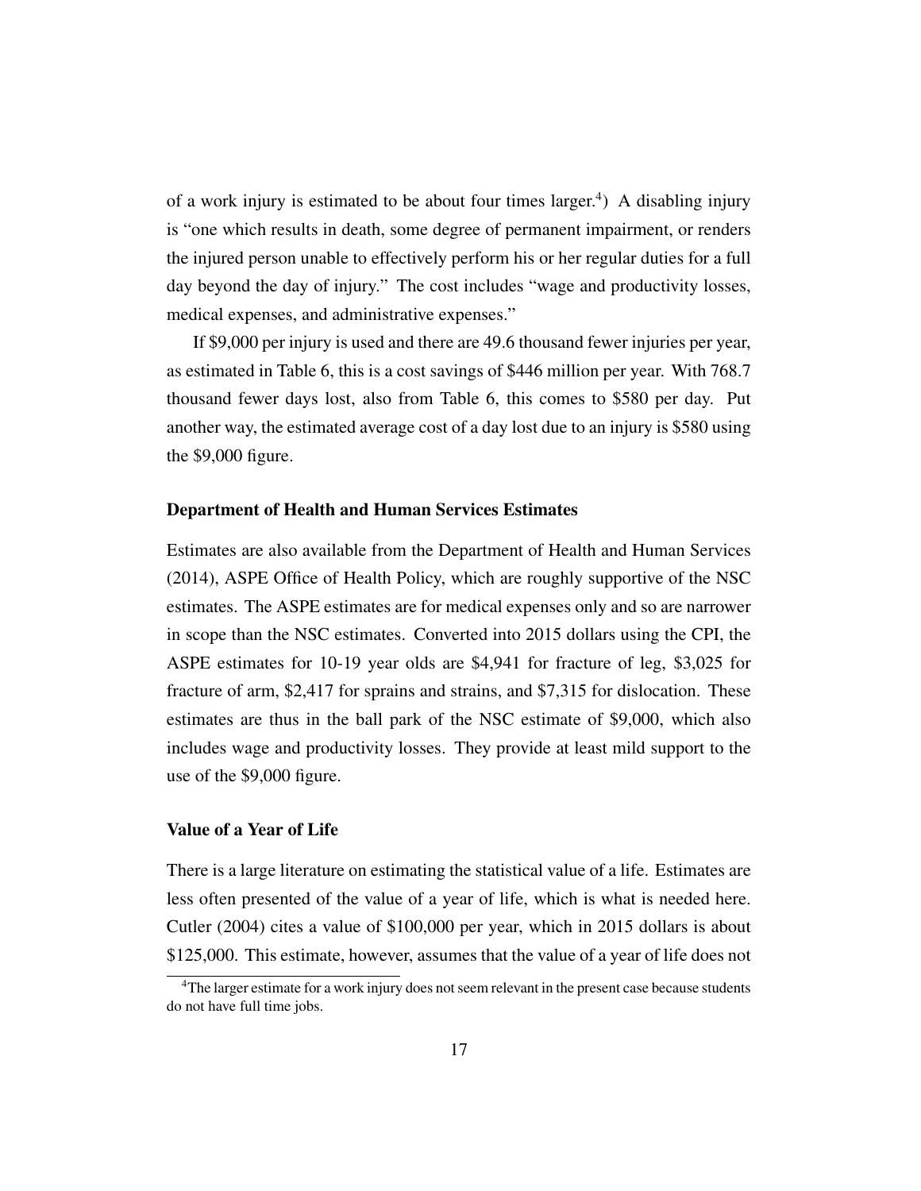of a work injury is estimated to be about four times larger.[4]) A disabling injury is "one which results in death, some degree of permanent impairment, or renders the injured person unable to effectively perform his or her regular duties for a full day beyond the day of injury." The cost includes "wage and productivity losses, medical expenses, and administrative expenses."

If $9,000 per injury is used and there are 49.6 thousand fewer injuries per year, as estimated in Table 6, this is a cost savings of $446 million per year. With 768.7 thousand fewer days lost, also from Table 6, this comes to $580 per day. Put another way, the estimated average cost of a day lost due to an injury is $580 using the $9,000 figure.

### Department of Health and Human Services Estimates

Estimates are also available from the Department of Health and Human Services (2014), ASPE Office of Health Policy, which are roughly supportive of the NSC estimates. The ASPE estimates are for medical expenses only and so are narrower in scope than the NSC estimates. Converted into 2015 dollars using the CPI, the ASPE estimates for 10-19 year olds are $4,941 for fracture of leg, $3,025 for fracture of arm, $2,417 for sprains and strains, and $7,315 for dislocation. These estimates are thus in the ball park of the NSC estimate of $9,000, which also includes wage and productivity losses. They provide at least mild support to the use of the $9,000 figure.

### Value of a Year of Life

There is a large literature on estimating the statistical value of a life. Estimates are less often presented of the value of a year of life, which is what is needed here. Cutler (2004) cites a value of $100,000 per year, which in 2015 dollars is about $125,000. This estimate, however, assumes that the value of a year of life does not

[4]The larger estimate for a work injury does not seem relevant in the present case because students do not have full time jobs.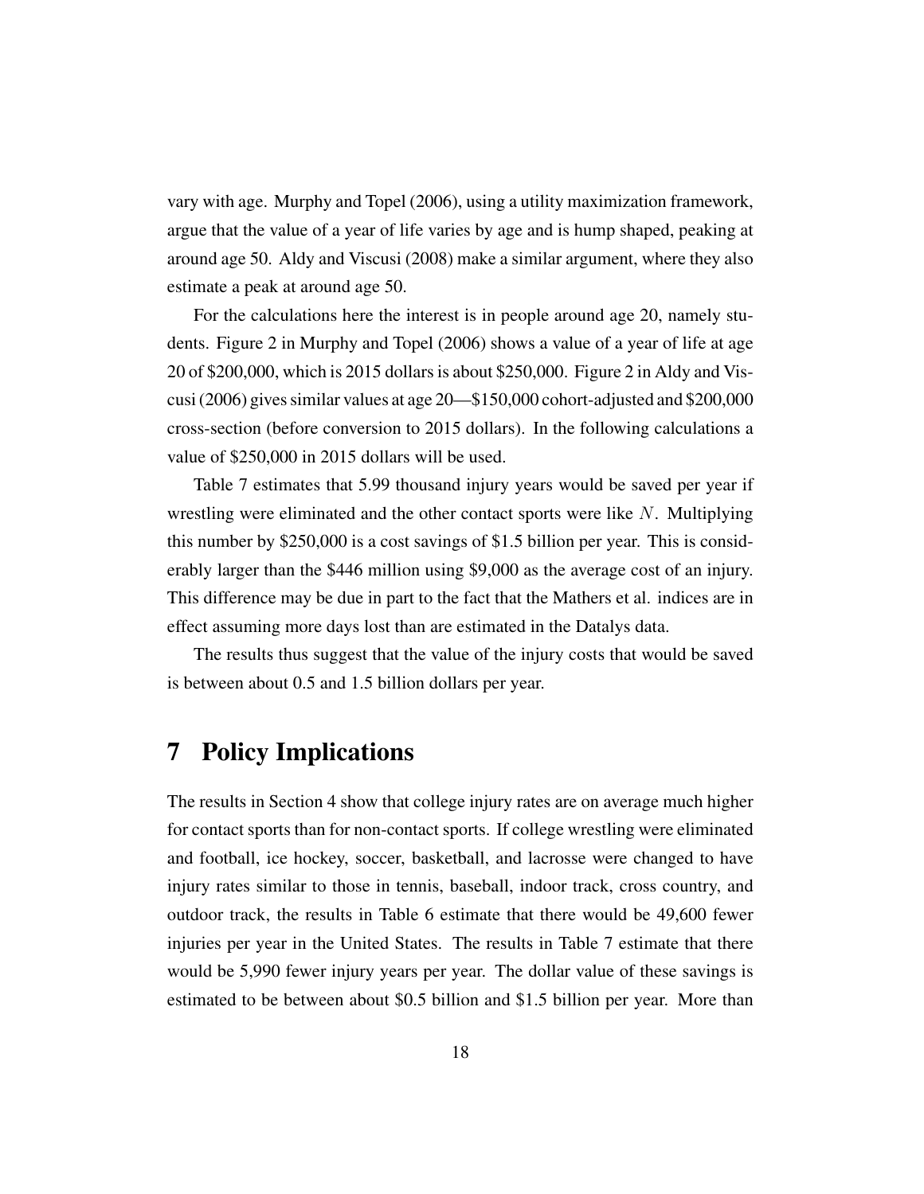vary with age. Murphy and Topel (2006), using a utility maximization framework, argue that the value of a year of life varies by age and is hump shaped, peaking at around age 50. Aldy and Viscusi (2008) make a similar argument, where they also estimate a peak at around age 50.

For the calculations here the interest is in people around age 20, namely students. Figure 2 in Murphy and Topel (2006) shows a value of a year of life at age 20 of $200,000, which is 2015 dollars is about $250,000. Figure 2 in Aldy and Viscusi (2006) gives similar values at age 20—$150,000 cohort-adjusted and $200,000 cross-section (before conversion to 2015 dollars). In the following calculations a value of $250,000 in 2015 dollars will be used.

Table 7 estimates that 5.99 thousand injury years would be saved per year if wrestling were eliminated and the other contact sports were like $N$. Multiplying this number by $250,000 is a cost savings of $1.5 billion per year. This is considerably larger than the $446 million using $9,000 as the average cost of an injury. This difference may be due in part to the fact that the Mathers et al. indices are in effect assuming more days lost than are estimated in the Datalys data.

The results thus suggest that the value of the injury costs that would be saved is between about 0.5 and 1.5 billion dollars per year.

# 7 Policy Implications

The results in Section 4 show that college injury rates are on average much higher for contact sports than for non-contact sports. If college wrestling were eliminated and football, ice hockey, soccer, basketball, and lacrosse were changed to have injury rates similar to those in tennis, baseball, indoor track, cross country, and outdoor track, the results in Table 6 estimate that there would be 49,600 fewer injuries per year in the United States. The results in Table 7 estimate that there would be 5,990 fewer injury years per year. The dollar value of these savings is estimated to be between about $0.5 billion and $1.5 billion per year. More than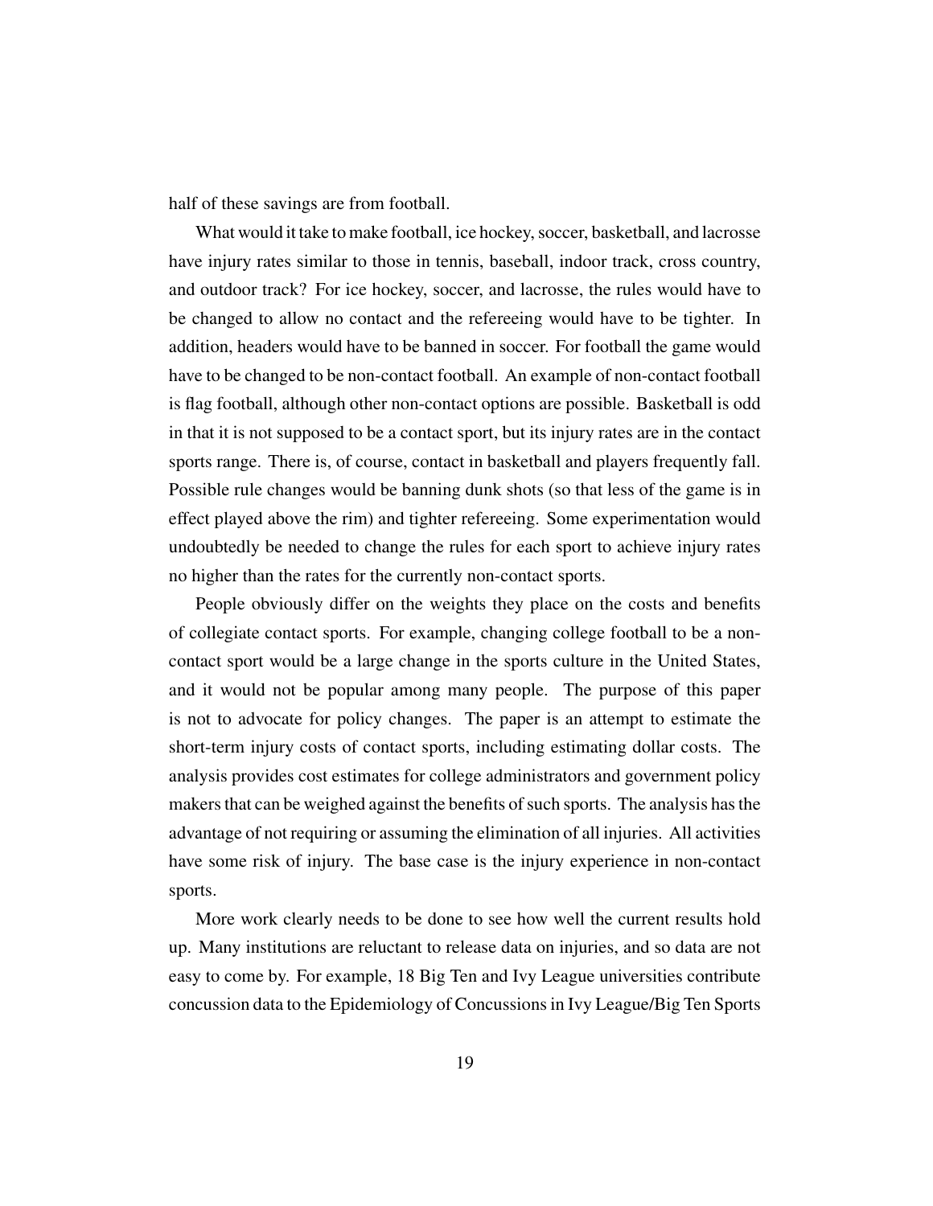half of these savings are from football.

What would it take to make football, ice hockey, soccer, basketball, and lacrosse have injury rates similar to those in tennis, baseball, indoor track, cross country, and outdoor track? For ice hockey, soccer, and lacrosse, the rules would have to be changed to allow no contact and the refereeing would have to be tighter. In addition, headers would have to be banned in soccer. For football the game would have to be changed to be non-contact football. An example of non-contact football is flag football, although other non-contact options are possible. Basketball is odd in that it is not supposed to be a contact sport, but its injury rates are in the contact sports range. There is, of course, contact in basketball and players frequently fall. Possible rule changes would be banning dunk shots (so that less of the game is in effect played above the rim) and tighter refereeing. Some experimentation would undoubtedly be needed to change the rules for each sport to achieve injury rates no higher than the rates for the currently non-contact sports.

People obviously differ on the weights they place on the costs and benefits of collegiate contact sports. For example, changing college football to be a non-contact sport would be a large change in the sports culture in the United States, and it would not be popular among many people. The purpose of this paper is not to advocate for policy changes. The paper is an attempt to estimate the short-term injury costs of contact sports, including estimating dollar costs. The analysis provides cost estimates for college administrators and government policy makers that can be weighed against the benefits of such sports. The analysis has the advantage of not requiring or assuming the elimination of all injuries. All activities have some risk of injury. The base case is the injury experience in non-contact sports.

More work clearly needs to be done to see how well the current results hold up. Many institutions are reluctant to release data on injuries, and so data are not easy to come by. For example, 18 Big Ten and Ivy League universities contribute concussion data to the Epidemiology of Concussions in Ivy League/Big Ten Sports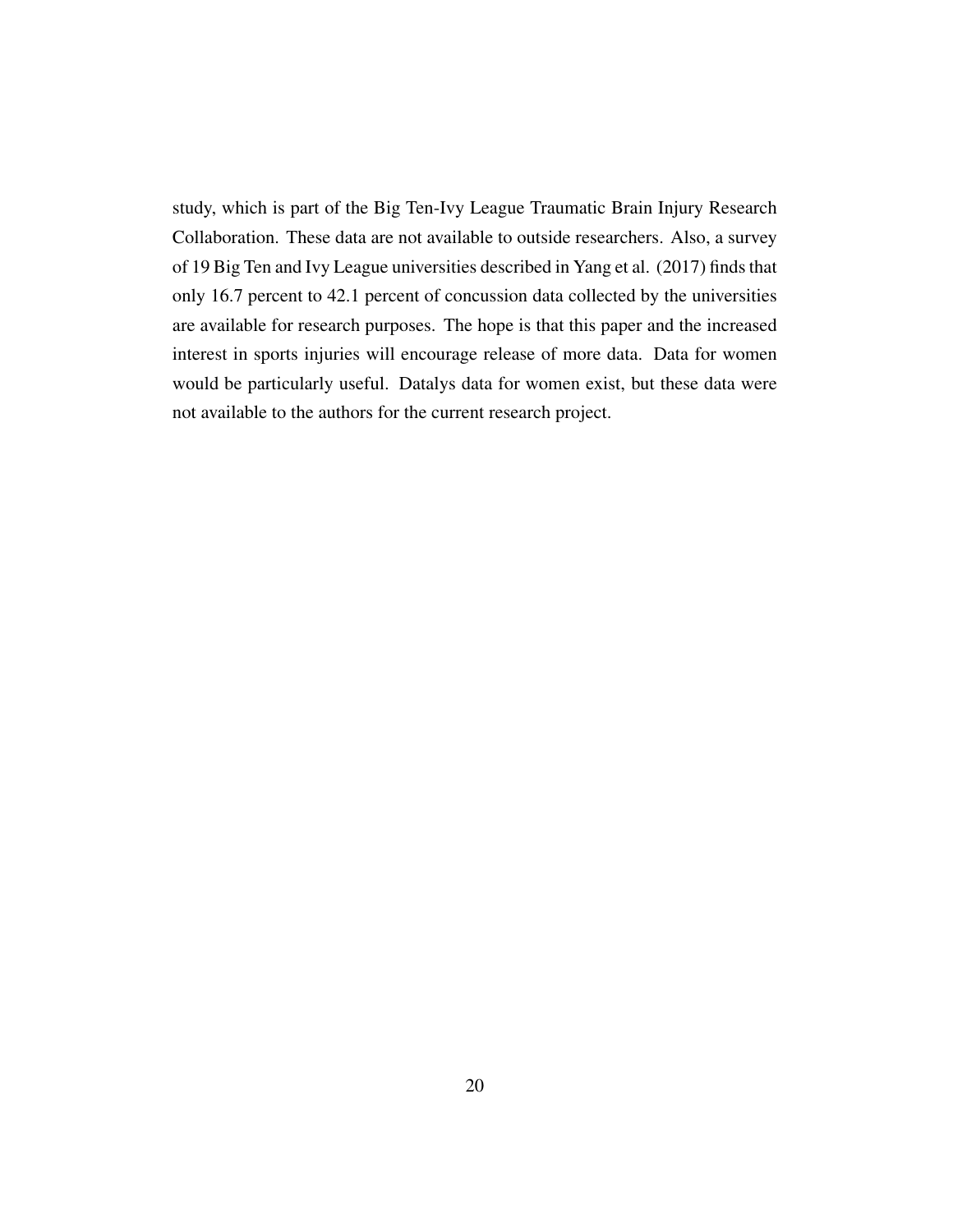study, which is part of the Big Ten-Ivy League Traumatic Brain Injury Research Collaboration. These data are not available to outside researchers. Also, a survey of 19 Big Ten and Ivy League universities described in Yang et al. (2017) finds that only 16.7 percent to 42.1 percent of concussion data collected by the universities are available for research purposes. The hope is that this paper and the increased interest in sports injuries will encourage release of more data. Data for women would be particularly useful. Datalys data for women exist, but these data were not available to the authors for the current research project.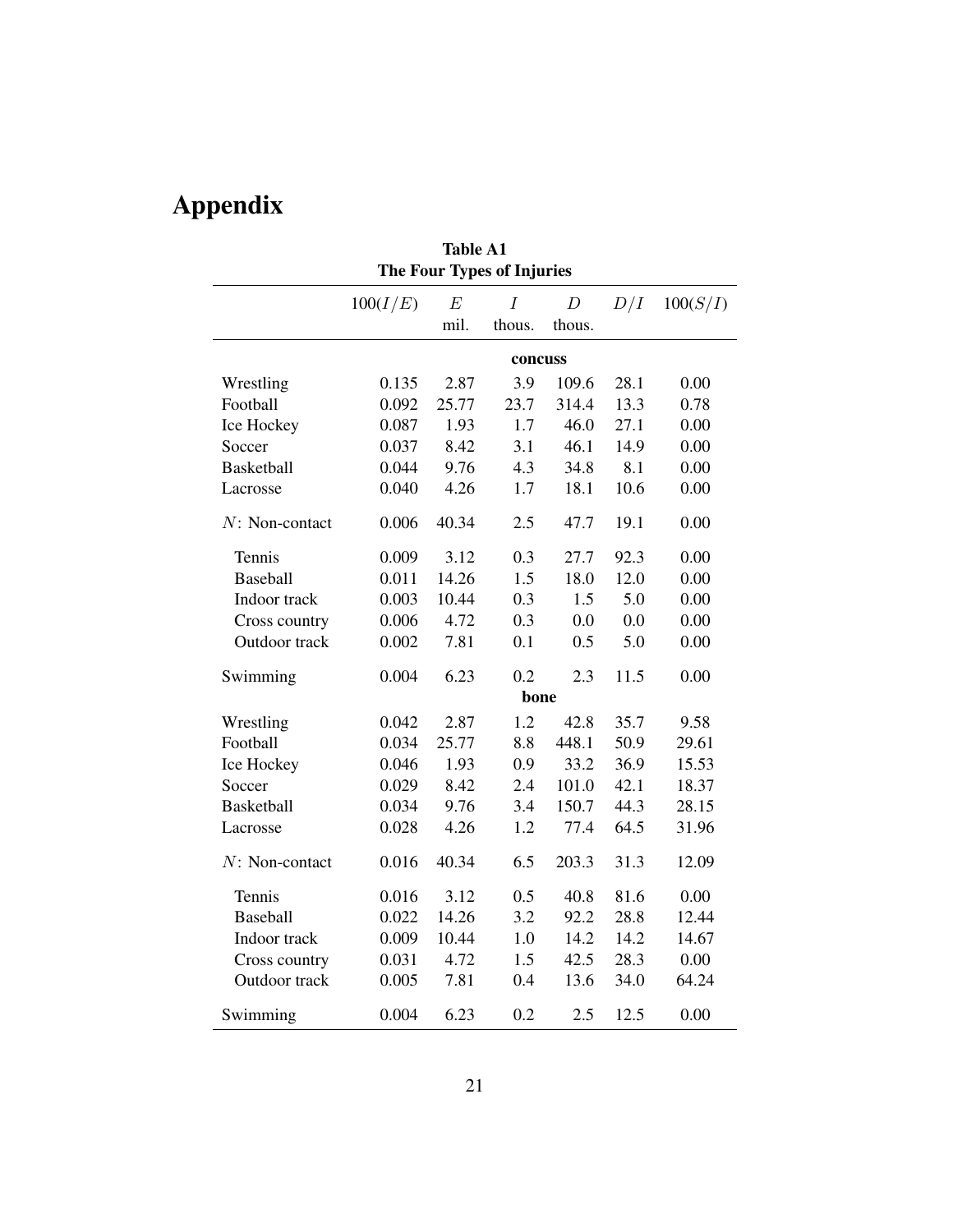# Appendix

**Table A1**
**The Four Types of Injuries**

| | $100(I/E)$ | $E$ mil. | $I$ thous. | $D$ thous. | $D/I$ | $100(S/I)$ |
|---|---|---|---|---|---|---|
| | | | **concuss** | | | |
| Wrestling | 0.135 | 2.87 | 3.9 | 109.6 | 28.1 | 0.00 |
| Football | 0.092 | 25.77 | 23.7 | 314.4 | 13.3 | 0.78 |
| Ice Hockey | 0.087 | 1.93 | 1.7 | 46.0 | 27.1 | 0.00 |
| Soccer | 0.037 | 8.42 | 3.1 | 46.1 | 14.9 | 0.00 |
| Basketball | 0.044 | 9.76 | 4.3 | 34.8 | 8.1 | 0.00 |
| Lacrosse | 0.040 | 4.26 | 1.7 | 18.1 | 10.6 | 0.00 |
| $N$: Non-contact | 0.006 | 40.34 | 2.5 | 47.7 | 19.1 | 0.00 |
| Tennis | 0.009 | 3.12 | 0.3 | 27.7 | 92.3 | 0.00 |
| Baseball | 0.011 | 14.26 | 1.5 | 18.0 | 12.0 | 0.00 |
| Indoor track | 0.003 | 10.44 | 0.3 | 1.5 | 5.0 | 0.00 |
| Cross country | 0.006 | 4.72 | 0.3 | 0.0 | 0.0 | 0.00 |
| Outdoor track | 0.002 | 7.81 | 0.1 | 0.5 | 5.0 | 0.00 |
| Swimming | 0.004 | 6.23 | 0.2 | 2.3 | 11.5 | 0.00 |
| | | | **bone** | | | |
| Wrestling | 0.042 | 2.87 | 1.2 | 42.8 | 35.7 | 9.58 |
| Football | 0.034 | 25.77 | 8.8 | 448.1 | 50.9 | 29.61 |
| Ice Hockey | 0.046 | 1.93 | 0.9 | 33.2 | 36.9 | 15.53 |
| Soccer | 0.029 | 8.42 | 2.4 | 101.0 | 42.1 | 18.37 |
| Basketball | 0.034 | 9.76 | 3.4 | 150.7 | 44.3 | 28.15 |
| Lacrosse | 0.028 | 4.26 | 1.2 | 77.4 | 64.5 | 31.96 |
| $N$: Non-contact | 0.016 | 40.34 | 6.5 | 203.3 | 31.3 | 12.09 |
| Tennis | 0.016 | 3.12 | 0.5 | 40.8 | 81.6 | 0.00 |
| Baseball | 0.022 | 14.26 | 3.2 | 92.2 | 28.8 | 12.44 |
| Indoor track | 0.009 | 10.44 | 1.0 | 14.2 | 14.2 | 14.67 |
| Cross country | 0.031 | 4.72 | 1.5 | 42.5 | 28.3 | 0.00 |
| Outdoor track | 0.005 | 7.81 | 0.4 | 13.6 | 34.0 | 64.24 |
| Swimming | 0.004 | 6.23 | 0.2 | 2.5 | 12.5 | 0.00 |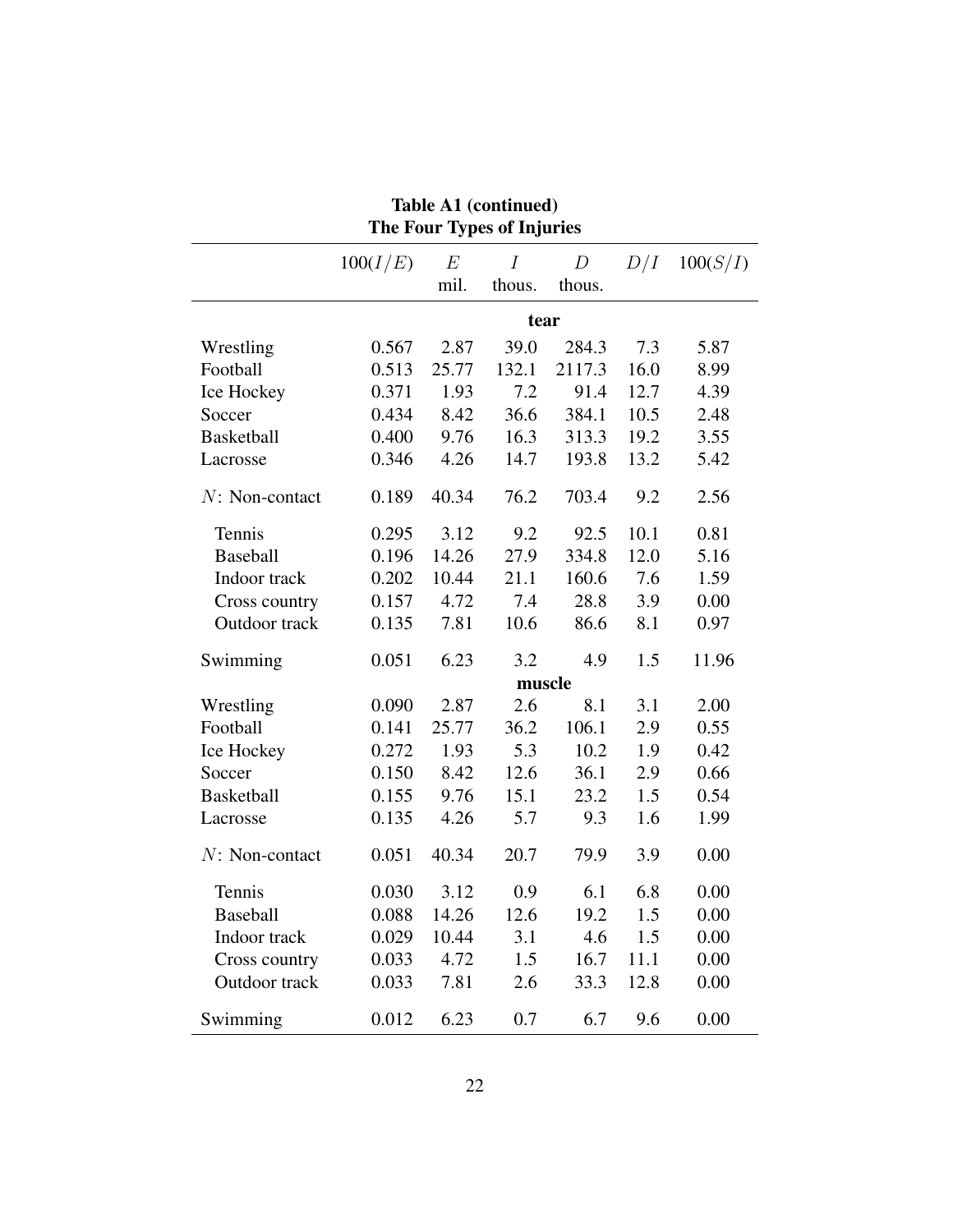**Table A1 (continued)**
**The Four Types of Injuries**

| | $100(I/E)$ | $E$ mil. | $I$ thous. | $D$ thous. | $D/I$ | $100(S/I)$ |
|---|---|---|---|---|---|---|
| | | | **tear** | | | |
| Wrestling | 0.567 | 2.87 | 39.0 | 284.3 | 7.3 | 5.87 |
| Football | 0.513 | 25.77 | 132.1 | 2117.3 | 16.0 | 8.99 |
| Ice Hockey | 0.371 | 1.93 | 7.2 | 91.4 | 12.7 | 4.39 |
| Soccer | 0.434 | 8.42 | 36.6 | 384.1 | 10.5 | 2.48 |
| Basketball | 0.400 | 9.76 | 16.3 | 313.3 | 19.2 | 3.55 |
| Lacrosse | 0.346 | 4.26 | 14.7 | 193.8 | 13.2 | 5.42 |
| $N$: Non-contact | 0.189 | 40.34 | 76.2 | 703.4 | 9.2 | 2.56 |
| Tennis | 0.295 | 3.12 | 9.2 | 92.5 | 10.1 | 0.81 |
| Baseball | 0.196 | 14.26 | 27.9 | 334.8 | 12.0 | 5.16 |
| Indoor track | 0.202 | 10.44 | 21.1 | 160.6 | 7.6 | 1.59 |
| Cross country | 0.157 | 4.72 | 7.4 | 28.8 | 3.9 | 0.00 |
| Outdoor track | 0.135 | 7.81 | 10.6 | 86.6 | 8.1 | 0.97 |
| Swimming | 0.051 | 6.23 | 3.2 | 4.9 | 1.5 | 11.96 |
| | | | **muscle** | | | |
| Wrestling | 0.090 | 2.87 | 2.6 | 8.1 | 3.1 | 2.00 |
| Football | 0.141 | 25.77 | 36.2 | 106.1 | 2.9 | 0.55 |
| Ice Hockey | 0.272 | 1.93 | 5.3 | 10.2 | 1.9 | 0.42 |
| Soccer | 0.150 | 8.42 | 12.6 | 36.1 | 2.9 | 0.66 |
| Basketball | 0.155 | 9.76 | 15.1 | 23.2 | 1.5 | 0.54 |
| Lacrosse | 0.135 | 4.26 | 5.7 | 9.3 | 1.6 | 1.99 |
| $N$: Non-contact | 0.051 | 40.34 | 20.7 | 79.9 | 3.9 | 0.00 |
| Tennis | 0.030 | 3.12 | 0.9 | 6.1 | 6.8 | 0.00 |
| Baseball | 0.088 | 14.26 | 12.6 | 19.2 | 1.5 | 0.00 |
| Indoor track | 0.029 | 10.44 | 3.1 | 4.6 | 1.5 | 0.00 |
| Cross country | 0.033 | 4.72 | 1.5 | 16.7 | 11.1 | 0.00 |
| Outdoor track | 0.033 | 7.81 | 2.6 | 33.3 | 12.8 | 0.00 |
| Swimming | 0.012 | 6.23 | 0.7 | 6.7 | 9.6 | 0.00 |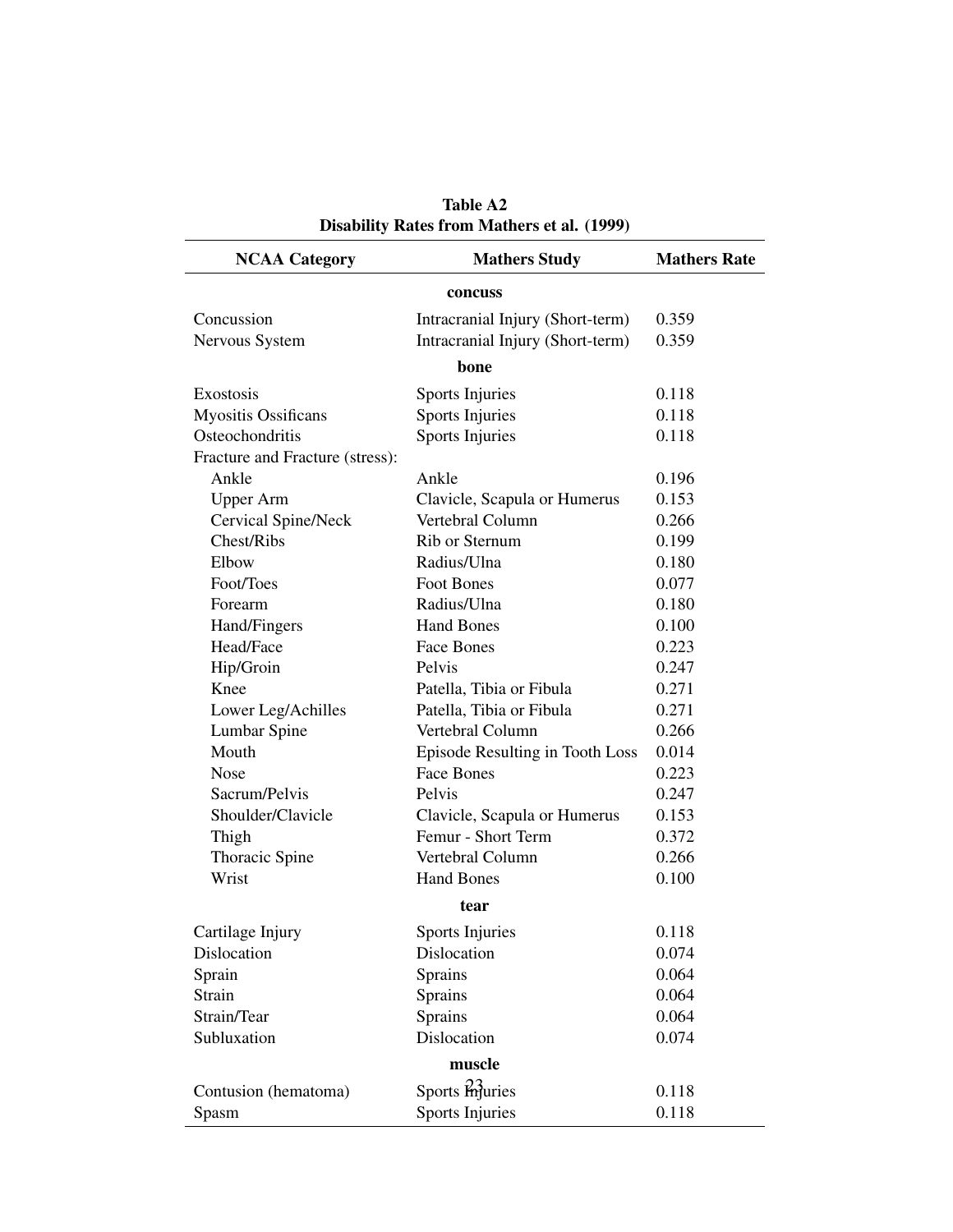**Table A2**
**Disability Rates from Mathers et al. (1999)**

| NCAA Category | Mathers Study | Mathers Rate |
|---|---|---|
| **concuss** | | |
| Concussion | Intracranial Injury (Short-term) | 0.359 |
| Nervous System | Intracranial Injury (Short-term) | 0.359 |
| **bone** | | |
| Exostosis | Sports Injuries | 0.118 |
| Myositis Ossificans | Sports Injuries | 0.118 |
| Osteochondritis | Sports Injuries | 0.118 |
| Fracture and Fracture (stress): | | |
| Ankle | Ankle | 0.196 |
| Upper Arm | Clavicle, Scapula or Humerus | 0.153 |
| Cervical Spine/Neck | Vertebral Column | 0.266 |
| Chest/Ribs | Rib or Sternum | 0.199 |
| Elbow | Radius/Ulna | 0.180 |
| Foot/Toes | Foot Bones | 0.077 |
| Forearm | Radius/Ulna | 0.180 |
| Hand/Fingers | Hand Bones | 0.100 |
| Head/Face | Face Bones | 0.223 |
| Hip/Groin | Pelvis | 0.247 |
| Knee | Patella, Tibia or Fibula | 0.271 |
| Lower Leg/Achilles | Patella, Tibia or Fibula | 0.271 |
| Lumbar Spine | Vertebral Column | 0.266 |
| Mouth | Episode Resulting in Tooth Loss | 0.014 |
| Nose | Face Bones | 0.223 |
| Sacrum/Pelvis | Pelvis | 0.247 |
| Shoulder/Clavicle | Clavicle, Scapula or Humerus | 0.153 |
| Thigh | Femur - Short Term | 0.372 |
| Thoracic Spine | Vertebral Column | 0.266 |
| Wrist | Hand Bones | 0.100 |
| **tear** | | |
| Cartilage Injury | Sports Injuries | 0.118 |
| Dislocation | Dislocation | 0.074 |
| Sprain | Sprains | 0.064 |
| Strain | Sprains | 0.064 |
| Strain/Tear | Sprains | 0.064 |
| Subluxation | Dislocation | 0.074 |
| **muscle** | | |
| Contusion (hematoma) | Sports Injuries | 0.118 |
| Spasm | Sports Injuries | 0.118 |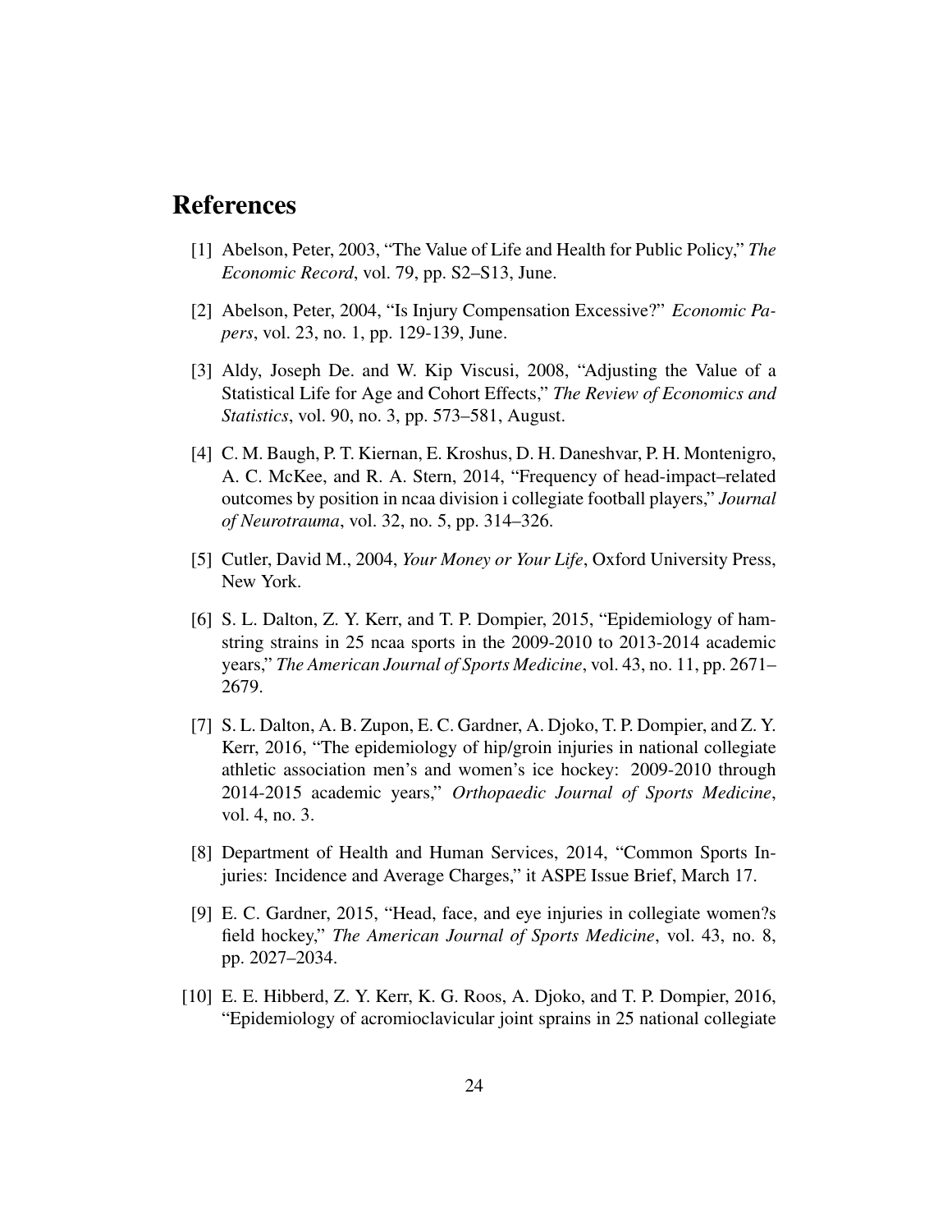# References

[1] Abelson, Peter, 2003, "The Value of Life and Health for Public Policy," *The Economic Record*, vol. 79, pp. S2–S13, June.

[2] Abelson, Peter, 2004, "Is Injury Compensation Excessive?" *Economic Papers*, vol. 23, no. 1, pp. 129-139, June.

[3] Aldy, Joseph De. and W. Kip Viscusi, 2008, "Adjusting the Value of a Statistical Life for Age and Cohort Effects," *The Review of Economics and Statistics*, vol. 90, no. 3, pp. 573–581, August.

[4] C. M. Baugh, P. T. Kiernan, E. Kroshus, D. H. Daneshvar, P. H. Montenigro, A. C. McKee, and R. A. Stern, 2014, "Frequency of head-impact–related outcomes by position in ncaa division i collegiate football players," *Journal of Neurotrauma*, vol. 32, no. 5, pp. 314–326.

[5] Cutler, David M., 2004, *Your Money or Your Life*, Oxford University Press, New York.

[6] S. L. Dalton, Z. Y. Kerr, and T. P. Dompier, 2015, "Epidemiology of hamstring strains in 25 ncaa sports in the 2009-2010 to 2013-2014 academic years," *The American Journal of Sports Medicine*, vol. 43, no. 11, pp. 2671–2679.

[7] S. L. Dalton, A. B. Zupon, E. C. Gardner, A. Djoko, T. P. Dompier, and Z. Y. Kerr, 2016, "The epidemiology of hip/groin injuries in national collegiate athletic association men's and women's ice hockey: 2009-2010 through 2014-2015 academic years," *Orthopaedic Journal of Sports Medicine*, vol. 4, no. 3.

[8] Department of Health and Human Services, 2014, "Common Sports Injuries: Incidence and Average Charges," it ASPE Issue Brief, March 17.

[9] E. C. Gardner, 2015, "Head, face, and eye injuries in collegiate women?s field hockey," *The American Journal of Sports Medicine*, vol. 43, no. 8, pp. 2027–2034.

[10] E. E. Hibberd, Z. Y. Kerr, K. G. Roos, A. Djoko, and T. P. Dompier, 2016, "Epidemiology of acromioclavicular joint sprains in 25 national collegiate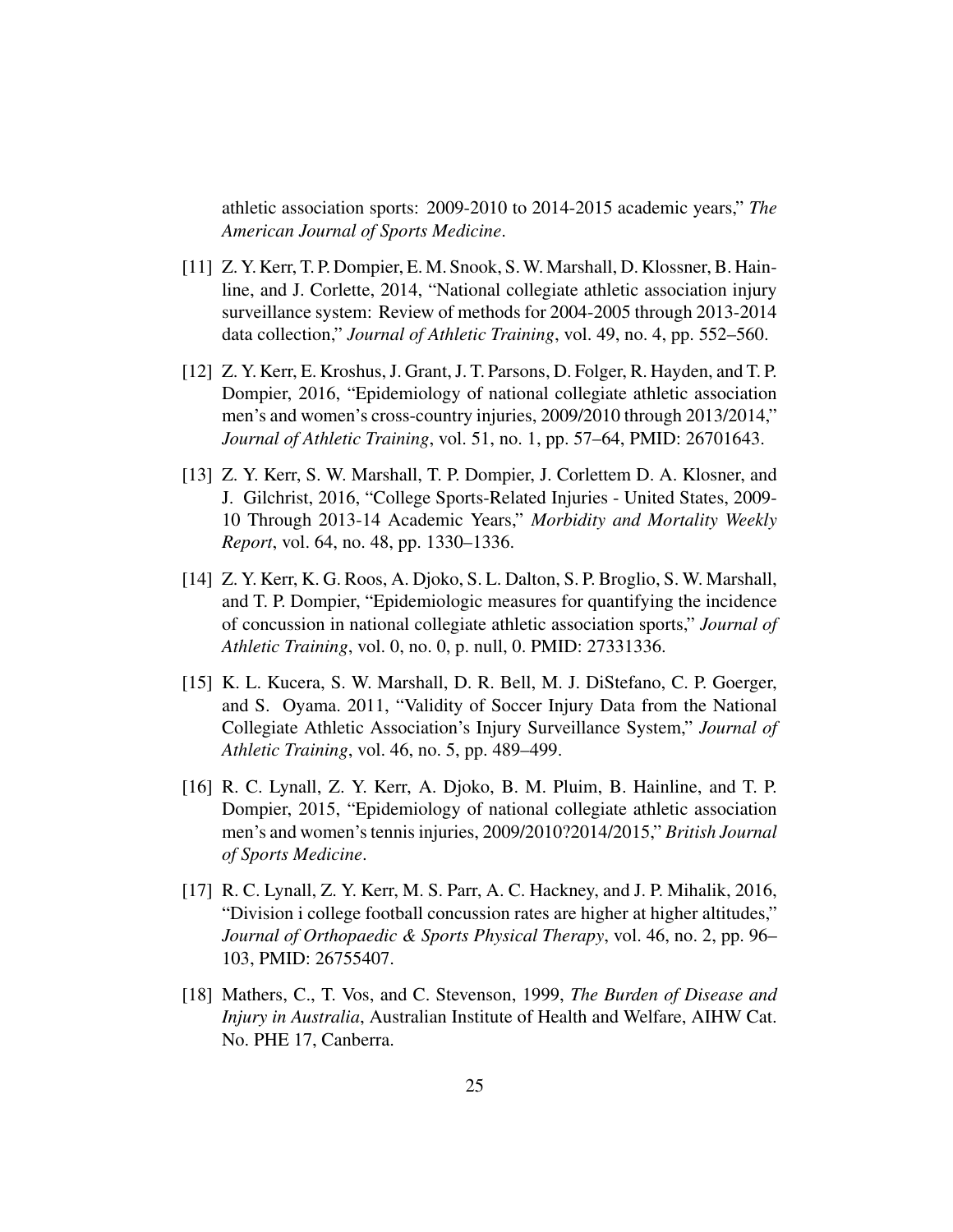athletic association sports: 2009-2010 to 2014-2015 academic years," *The American Journal of Sports Medicine*.

[11] Z. Y. Kerr, T. P. Dompier, E. M. Snook, S. W. Marshall, D. Klossner, B. Hainline, and J. Corlette, 2014, "National collegiate athletic association injury surveillance system: Review of methods for 2004-2005 through 2013-2014 data collection," *Journal of Athletic Training*, vol. 49, no. 4, pp. 552–560.

[12] Z. Y. Kerr, E. Kroshus, J. Grant, J. T. Parsons, D. Folger, R. Hayden, and T. P. Dompier, 2016, "Epidemiology of national collegiate athletic association men's and women's cross-country injuries, 2009/2010 through 2013/2014," *Journal of Athletic Training*, vol. 51, no. 1, pp. 57–64, PMID: 26701643.

[13] Z. Y. Kerr, S. W. Marshall, T. P. Dompier, J. Corlettem D. A. Klosner, and J. Gilchrist, 2016, "College Sports-Related Injuries - United States, 2009-10 Through 2013-14 Academic Years," *Morbidity and Mortality Weekly Report*, vol. 64, no. 48, pp. 1330–1336.

[14] Z. Y. Kerr, K. G. Roos, A. Djoko, S. L. Dalton, S. P. Broglio, S. W. Marshall, and T. P. Dompier, "Epidemiologic measures for quantifying the incidence of concussion in national collegiate athletic association sports," *Journal of Athletic Training*, vol. 0, no. 0, p. null, 0. PMID: 27331336.

[15] K. L. Kucera, S. W. Marshall, D. R. Bell, M. J. DiStefano, C. P. Goerger, and S. Oyama. 2011, "Validity of Soccer Injury Data from the National Collegiate Athletic Association's Injury Surveillance System," *Journal of Athletic Training*, vol. 46, no. 5, pp. 489–499.

[16] R. C. Lynall, Z. Y. Kerr, A. Djoko, B. M. Pluim, B. Hainline, and T. P. Dompier, 2015, "Epidemiology of national collegiate athletic association men's and women's tennis injuries, 2009/2010?2014/2015," *British Journal of Sports Medicine*.

[17] R. C. Lynall, Z. Y. Kerr, M. S. Parr, A. C. Hackney, and J. P. Mihalik, 2016, "Division i college football concussion rates are higher at higher altitudes," *Journal of Orthopaedic & Sports Physical Therapy*, vol. 46, no. 2, pp. 96–103, PMID: 26755407.

[18] Mathers, C., T. Vos, and C. Stevenson, 1999, *The Burden of Disease and Injury in Australia*, Australian Institute of Health and Welfare, AIHW Cat. No. PHE 17, Canberra.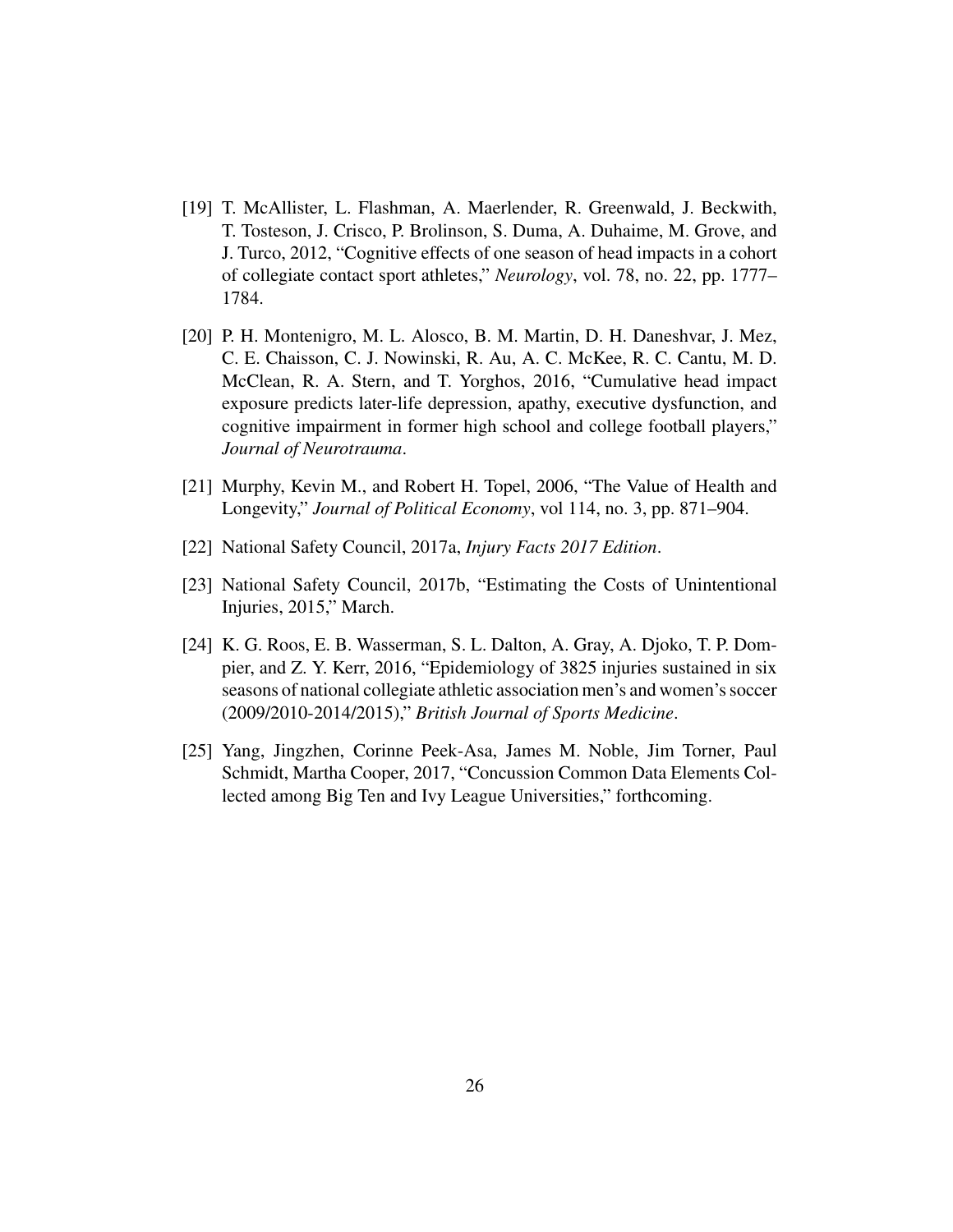[19] T. McAllister, L. Flashman, A. Maerlender, R. Greenwald, J. Beckwith, T. Tosteson, J. Crisco, P. Brolinson, S. Duma, A. Duhaime, M. Grove, and J. Turco, 2012, "Cognitive effects of one season of head impacts in a cohort of collegiate contact sport athletes," *Neurology*, vol. 78, no. 22, pp. 1777–1784.

[20] P. H. Montenigro, M. L. Alosco, B. M. Martin, D. H. Daneshvar, J. Mez, C. E. Chaisson, C. J. Nowinski, R. Au, A. C. McKee, R. C. Cantu, M. D. McClean, R. A. Stern, and T. Yorghos, 2016, "Cumulative head impact exposure predicts later-life depression, apathy, executive dysfunction, and cognitive impairment in former high school and college football players," *Journal of Neurotrauma*.

[21] Murphy, Kevin M., and Robert H. Topel, 2006, "The Value of Health and Longevity," *Journal of Political Economy*, vol 114, no. 3, pp. 871–904.

[22] National Safety Council, 2017a, *Injury Facts 2017 Edition*.

[23] National Safety Council, 2017b, "Estimating the Costs of Unintentional Injuries, 2015," March.

[24] K. G. Roos, E. B. Wasserman, S. L. Dalton, A. Gray, A. Djoko, T. P. Dompier, and Z. Y. Kerr, 2016, "Epidemiology of 3825 injuries sustained in six seasons of national collegiate athletic association men's and women's soccer (2009/2010-2014/2015)," *British Journal of Sports Medicine*.

[25] Yang, Jingzhen, Corinne Peek-Asa, James M. Noble, Jim Torner, Paul Schmidt, Martha Cooper, 2017, "Concussion Common Data Elements Collected among Big Ten and Ivy League Universities," forthcoming.